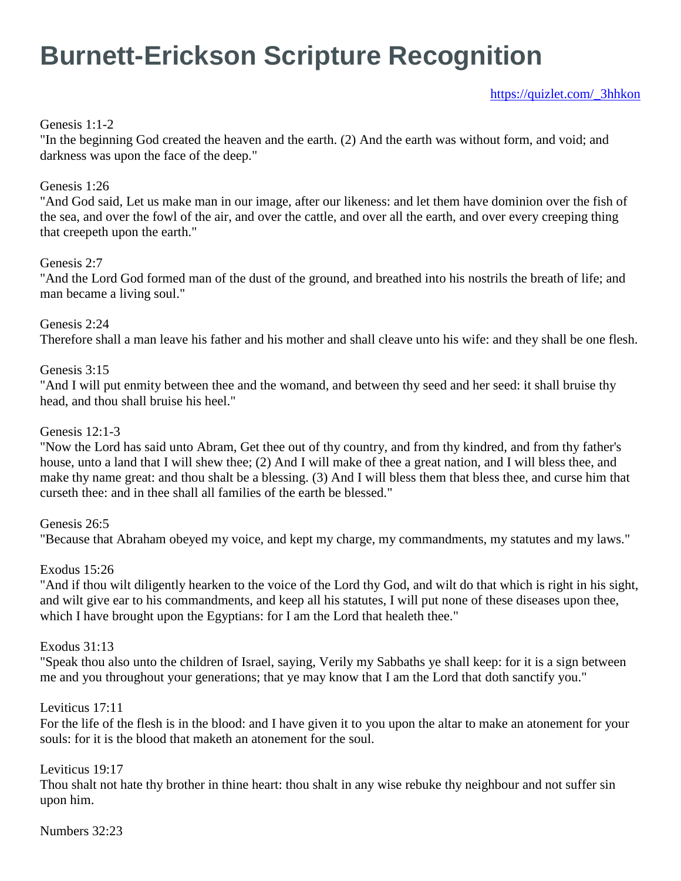# Burnett-Erickson Scripture Recognition

https://quizlet.com/_3hhkon

Genesis 1:1-2
"In the beginning God created the heaven and the earth. (2) And the earth was without form, and void; and darkness was upon the face of the deep."

Genesis 1:26
"And God said, Let us make man in our image, after our likeness: and let them have dominion over the fish of the sea, and over the fowl of the air, and over the cattle, and over all the earth, and over every creeping thing that creepeth upon the earth."

Genesis 2:7
"And the Lord God formed man of the dust of the ground, and breathed into his nostrils the breath of life; and man became a living soul."

Genesis 2:24
Therefore shall a man leave his father and his mother and shall cleave unto his wife: and they shall be one flesh.

Genesis 3:15
"And I will put enmity between thee and the womand, and between thy seed and her seed: it shall bruise thy head, and thou shall bruise his heel."

Genesis 12:1-3
"Now the Lord has said unto Abram, Get thee out of thy country, and from thy kindred, and from thy father's house, unto a land that I will shew thee; (2) And I will make of thee a great nation, and I will bless thee, and make thy name great: and thou shalt be a blessing. (3) And I will bless them that bless thee, and curse him that curseth thee: and in thee shall all families of the earth be blessed."

Genesis 26:5
"Because that Abraham obeyed my voice, and kept my charge, my commandments, my statutes and my laws."

Exodus 15:26
"And if thou wilt diligently hearken to the voice of the Lord thy God, and wilt do that which is right in his sight, and wilt give ear to his commandments, and keep all his statutes, I will put none of these diseases upon thee, which I have brought upon the Egyptians: for I am the Lord that healeth thee."

Exodus 31:13
"Speak thou also unto the children of Israel, saying, Verily my Sabbaths ye shall keep: for it is a sign between me and you throughout your generations; that ye may know that I am the Lord that doth sanctify you."

Leviticus 17:11
For the life of the flesh is in the blood: and I have given it to you upon the altar to make an atonement for your souls: for it is the blood that maketh an atonement for the soul.

Leviticus 19:17
Thou shalt not hate thy brother in thine heart: thou shalt in any wise rebuke thy neighbour and not suffer sin upon him.

Numbers 32:23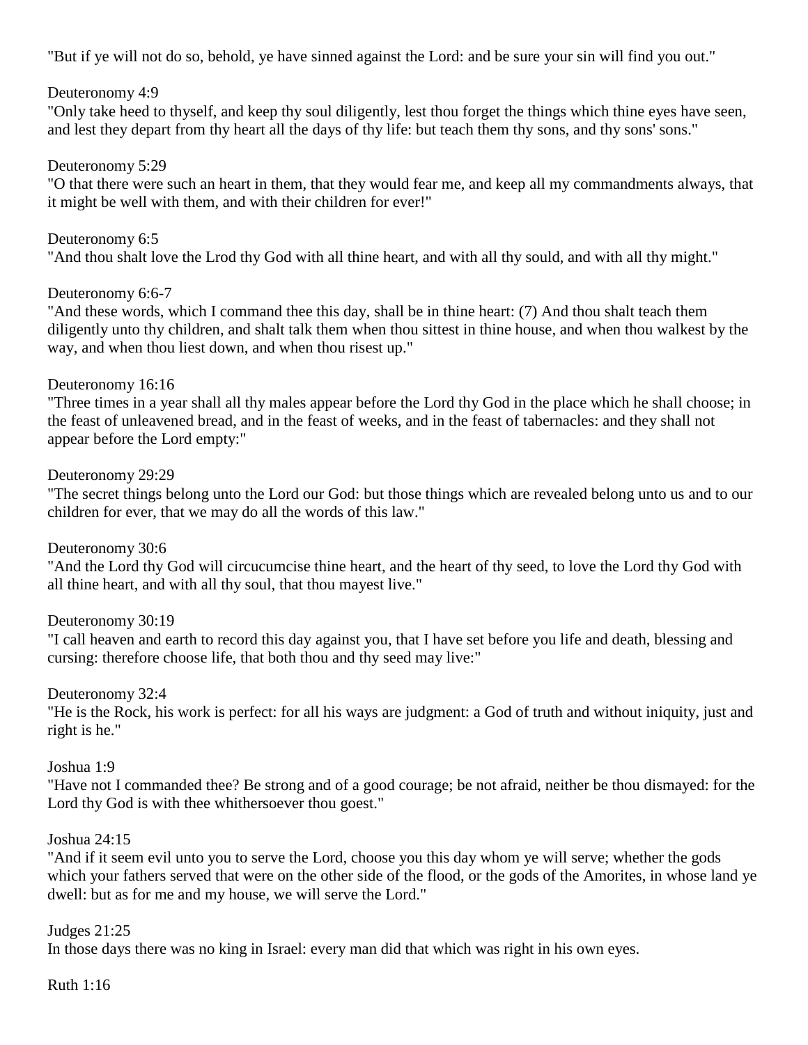"But if ye will not do so, behold, ye have sinned against the Lord: and be sure your sin will find you out."

Deuteronomy 4:9
"Only take heed to thyself, and keep thy soul diligently, lest thou forget the things which thine eyes have seen, and lest they depart from thy heart all the days of thy life: but teach them thy sons, and thy sons' sons."

Deuteronomy 5:29
"O that there were such an heart in them, that they would fear me, and keep all my commandments always, that it might be well with them, and with their children for ever!"

Deuteronomy 6:5
"And thou shalt love the Lrod thy God with all thine heart, and with all thy sould, and with all thy might."

Deuteronomy 6:6-7
"And these words, which I command thee this day, shall be in thine heart: (7) And thou shalt teach them diligently unto thy children, and shalt talk them when thou sittest in thine house, and when thou walkest by the way, and when thou liest down, and when thou risest up."

Deuteronomy 16:16
"Three times in a year shall all thy males appear before the Lord thy God in the place which he shall choose; in the feast of unleavened bread, and in the feast of weeks, and in the feast of tabernacles: and they shall not appear before the Lord empty:"

Deuteronomy 29:29
"The secret things belong unto the Lord our God: but those things which are revealed belong unto us and to our children for ever, that we may do all the words of this law."

Deuteronomy 30:6
"And the Lord thy God will circucumcise thine heart, and the heart of thy seed, to love the Lord thy God with all thine heart, and with all thy soul, that thou mayest live."

Deuteronomy 30:19
"I call heaven and earth to record this day against you, that I have set before you life and death, blessing and cursing: therefore choose life, that both thou and thy seed may live:"

Deuteronomy 32:4
"He is the Rock, his work is perfect: for all his ways are judgment: a God of truth and without iniquity, just and right is he."

Joshua 1:9
"Have not I commanded thee? Be strong and of a good courage; be not afraid, neither be thou dismayed: for the Lord thy God is with thee whithersoever thou goest."

Joshua 24:15
"And if it seem evil unto you to serve the Lord, choose you this day whom ye will serve; whether the gods which your fathers served that were on the other side of the flood, or the gods of the Amorites, in whose land ye dwell: but as for me and my house, we will serve the Lord."

Judges 21:25
In those days there was no king in Israel: every man did that which was right in his own eyes.

Ruth 1:16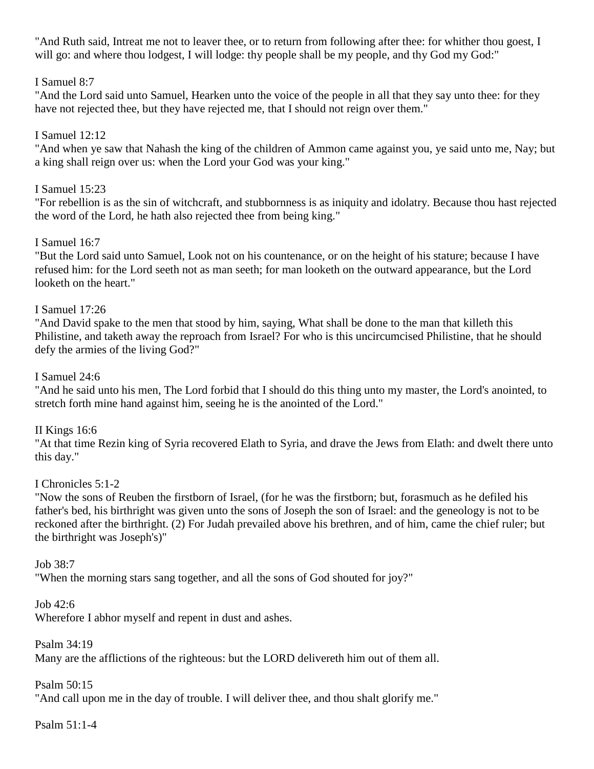"And Ruth said, Intreat me not to leaver thee, or to return from following after thee: for whither thou goest, I will go: and where thou lodgest, I will lodge: thy people shall be my people, and thy God my God:"

I Samuel 8:7
"And the Lord said unto Samuel, Hearken unto the voice of the people in all that they say unto thee: for they have not rejected thee, but they have rejected me, that I should not reign over them."

I Samuel 12:12
"And when ye saw that Nahash the king of the children of Ammon came against you, ye said unto me, Nay; but a king shall reign over us: when the Lord your God was your king."

I Samuel 15:23
"For rebellion is as the sin of witchcraft, and stubbornness is as iniquity and idolatry. Because thou hast rejected the word of the Lord, he hath also rejected thee from being king."

I Samuel 16:7
"But the Lord said unto Samuel, Look not on his countenance, or on the height of his stature; because I have refused him: for the Lord seeth not as man seeth; for man looketh on the outward appearance, but the Lord looketh on the heart."

I Samuel 17:26
"And David spake to the men that stood by him, saying, What shall be done to the man that killeth this Philistine, and taketh away the reproach from Israel? For who is this uncircumcised Philistine, that he should defy the armies of the living God?"

I Samuel 24:6
"And he said unto his men, The Lord forbid that I should do this thing unto my master, the Lord's anointed, to stretch forth mine hand against him, seeing he is the anointed of the Lord."

II Kings 16:6
"At that time Rezin king of Syria recovered Elath to Syria, and drave the Jews from Elath: and dwelt there unto this day."

I Chronicles 5:1-2
"Now the sons of Reuben the firstborn of Israel, (for he was the firstborn; but, forasmuch as he defiled his father's bed, his birthright was given unto the sons of Joseph the son of Israel: and the geneology is not to be reckoned after the birthright. (2) For Judah prevailed above his brethren, and of him, came the chief ruler; but the birthright was Joseph's)"

Job 38:7
"When the morning stars sang together, and all the sons of God shouted for joy?"

Job 42:6
Wherefore I abhor myself and repent in dust and ashes.

Psalm 34:19
Many are the afflictions of the righteous: but the LORD delivereth him out of them all.

Psalm 50:15
"And call upon me in the day of trouble. I will deliver thee, and thou shalt glorify me."

Psalm 51:1-4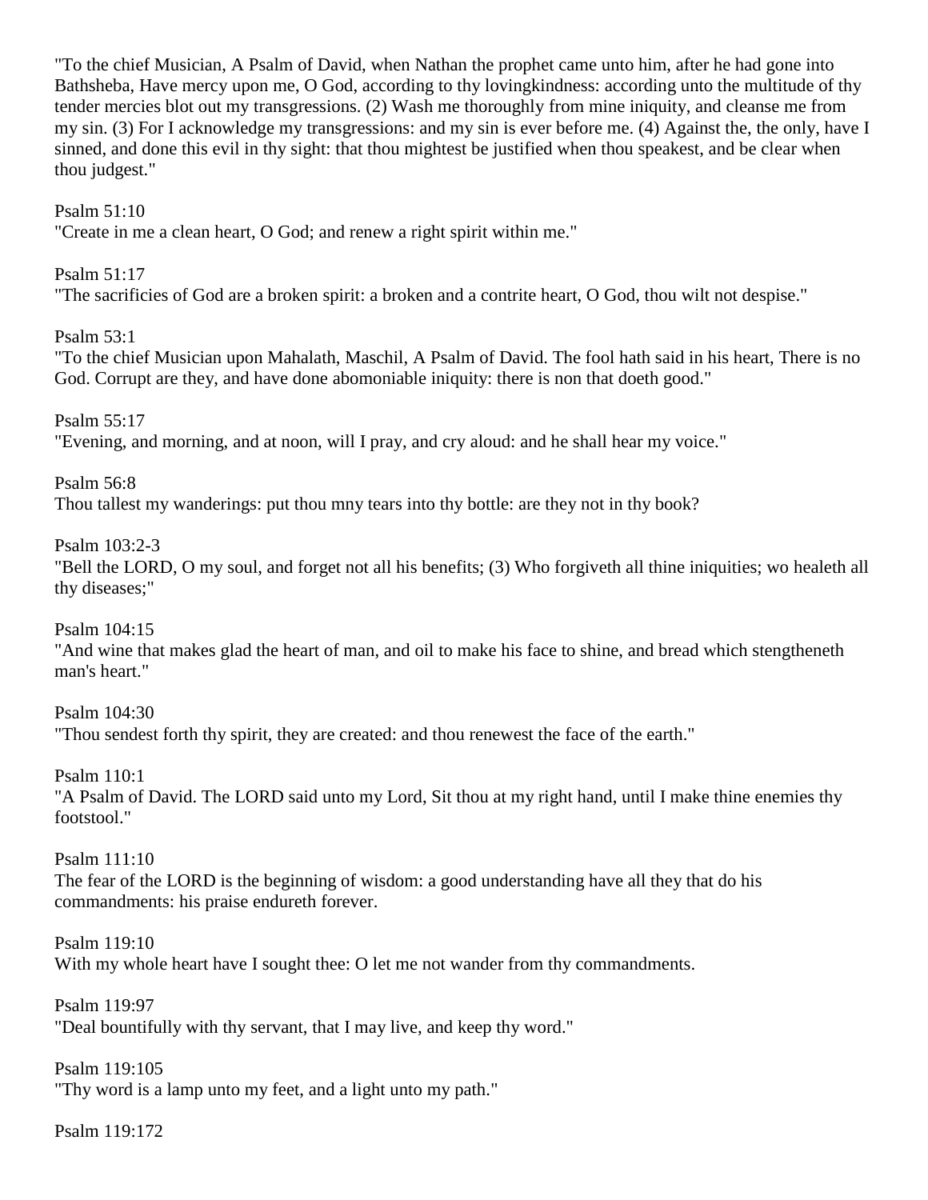"To the chief Musician, A Psalm of David, when Nathan the prophet came unto him, after he had gone into Bathsheba, Have mercy upon me, O God, according to thy lovingkindness: according unto the multitude of thy tender mercies blot out my transgressions. (2) Wash me thoroughly from mine iniquity, and cleanse me from my sin. (3) For I acknowledge my transgressions: and my sin is ever before me. (4) Against the, the only, have I sinned, and done this evil in thy sight: that thou mightest be justified when thou speakest, and be clear when thou judgest."

Psalm 51:10
"Create in me a clean heart, O God; and renew a right spirit within me."

Psalm 51:17
"The sacrificies of God are a broken spirit: a broken and a contrite heart, O God, thou wilt not despise."

Psalm 53:1
"To the chief Musician upon Mahalath, Maschil, A Psalm of David. The fool hath said in his heart, There is no God. Corrupt are they, and have done abomoniable iniquity: there is non that doeth good."

Psalm 55:17
"Evening, and morning, and at noon, will I pray, and cry aloud: and he shall hear my voice."

Psalm 56:8
Thou tallest my wanderings: put thou mny tears into thy bottle: are they not in thy book?

Psalm 103:2-3
"Bell the LORD, O my soul, and forget not all his benefits; (3) Who forgiveth all thine iniquities; wo healeth all thy diseases;"

Psalm 104:15
"And wine that makes glad the heart of man, and oil to make his face to shine, and bread which stengtheneth man's heart."

Psalm 104:30
"Thou sendest forth thy spirit, they are created: and thou renewest the face of the earth."

Psalm 110:1
"A Psalm of David. The LORD said unto my Lord, Sit thou at my right hand, until I make thine enemies thy footstool."

Psalm 111:10
The fear of the LORD is the beginning of wisdom: a good understanding have all they that do his commandments: his praise endureth forever.

Psalm 119:10
With my whole heart have I sought thee: O let me not wander from thy commandments.

Psalm 119:97
"Deal bountifully with thy servant, that I may live, and keep thy word."

Psalm 119:105
"Thy word is a lamp unto my feet, and a light unto my path."

Psalm 119:172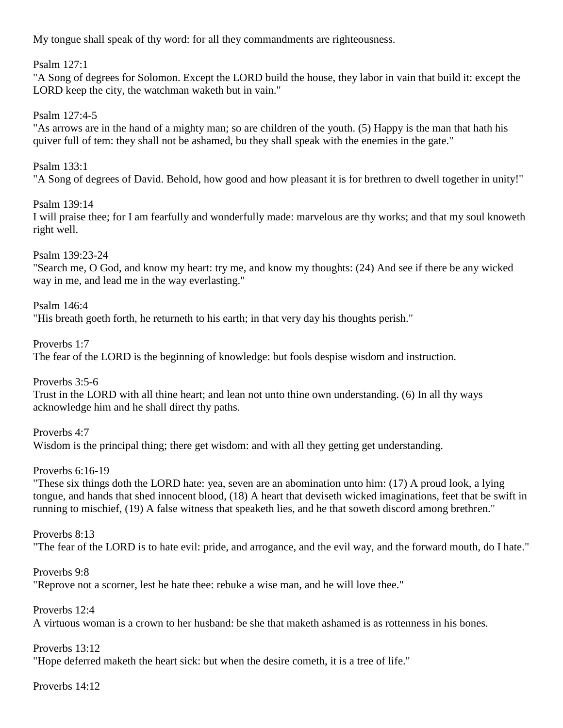My tongue shall speak of thy word: for all they commandments are righteousness.

Psalm 127:1
"A Song of degrees for Solomon. Except the LORD build the house, they labor in vain that build it: except the LORD keep the city, the watchman waketh but in vain."

Psalm 127:4-5
"As arrows are in the hand of a mighty man; so are children of the youth. (5) Happy is the man that hath his quiver full of tem: they shall not be ashamed, bu they shall speak with the enemies in the gate."

Psalm 133:1
"A Song of degrees of David. Behold, how good and how pleasant it is for brethren to dwell together in unity!"

Psalm 139:14
I will praise thee; for I am fearfully and wonderfully made: marvelous are thy works; and that my soul knoweth right well.

Psalm 139:23-24
"Search me, O God, and know my heart: try me, and know my thoughts: (24) And see if there be any wicked way in me, and lead me in the way everlasting."

Psalm 146:4
"His breath goeth forth, he returneth to his earth; in that very day his thoughts perish."

Proverbs 1:7
The fear of the LORD is the beginning of knowledge: but fools despise wisdom and instruction.

Proverbs 3:5-6
Trust in the LORD with all thine heart; and lean not unto thine own understanding. (6) In all thy ways acknowledge him and he shall direct thy paths.

Proverbs 4:7
Wisdom is the principal thing; there get wisdom: and with all they getting get understanding.

Proverbs 6:16-19
"These six things doth the LORD hate: yea, seven are an abomination unto him: (17) A proud look, a lying tongue, and hands that shed innocent blood, (18) A heart that deviseth wicked imaginations, feet that be swift in running to mischief, (19) A false witness that speaketh lies, and he that soweth discord among brethren."

Proverbs 8:13
"The fear of the LORD is to hate evil: pride, and arrogance, and the evil way, and the forward mouth, do I hate."

Proverbs 9:8
"Reprove not a scorner, lest he hate thee: rebuke a wise man, and he will love thee."

Proverbs 12:4
A virtuous woman is a crown to her husband: be she that maketh ashamed is as rottenness in his bones.

Proverbs 13:12
"Hope deferred maketh the heart sick: but when the desire cometh, it is a tree of life."

Proverbs 14:12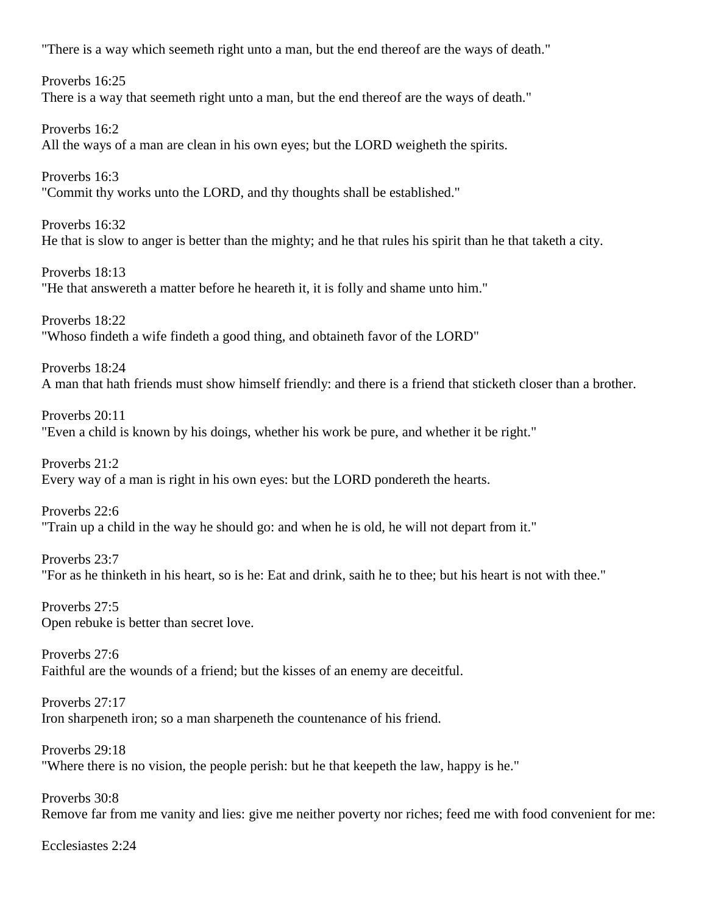"There is a way which seemeth right unto a man, but the end thereof are the ways of death."

Proverbs 16:25
There is a way that seemeth right unto a man, but the end thereof are the ways of death."

Proverbs 16:2
All the ways of a man are clean in his own eyes; but the LORD weigheth the spirits.

Proverbs 16:3
"Commit thy works unto the LORD, and thy thoughts shall be established."

Proverbs 16:32
He that is slow to anger is better than the mighty; and he that rules his spirit than he that taketh a city.

Proverbs 18:13
"He that answereth a matter before he heareth it, it is folly and shame unto him."

Proverbs 18:22
"Whoso findeth a wife findeth a good thing, and obtaineth favor of the LORD"

Proverbs 18:24
A man that hath friends must show himself friendly: and there is a friend that sticketh closer than a brother.

Proverbs 20:11
"Even a child is known by his doings, whether his work be pure, and whether it be right."

Proverbs 21:2
Every way of a man is right in his own eyes: but the LORD pondereth the hearts.

Proverbs 22:6
"Train up a child in the way he should go: and when he is old, he will not depart from it."

Proverbs 23:7
"For as he thinketh in his heart, so is he: Eat and drink, saith he to thee; but his heart is not with thee."

Proverbs 27:5
Open rebuke is better than secret love.

Proverbs 27:6
Faithful are the wounds of a friend; but the kisses of an enemy are deceitful.

Proverbs 27:17
Iron sharpeneth iron; so a man sharpeneth the countenance of his friend.

Proverbs 29:18
"Where there is no vision, the people perish: but he that keepeth the law, happy is he."

Proverbs 30:8
Remove far from me vanity and lies: give me neither poverty nor riches; feed me with food convenient for me:

Ecclesiastes 2:24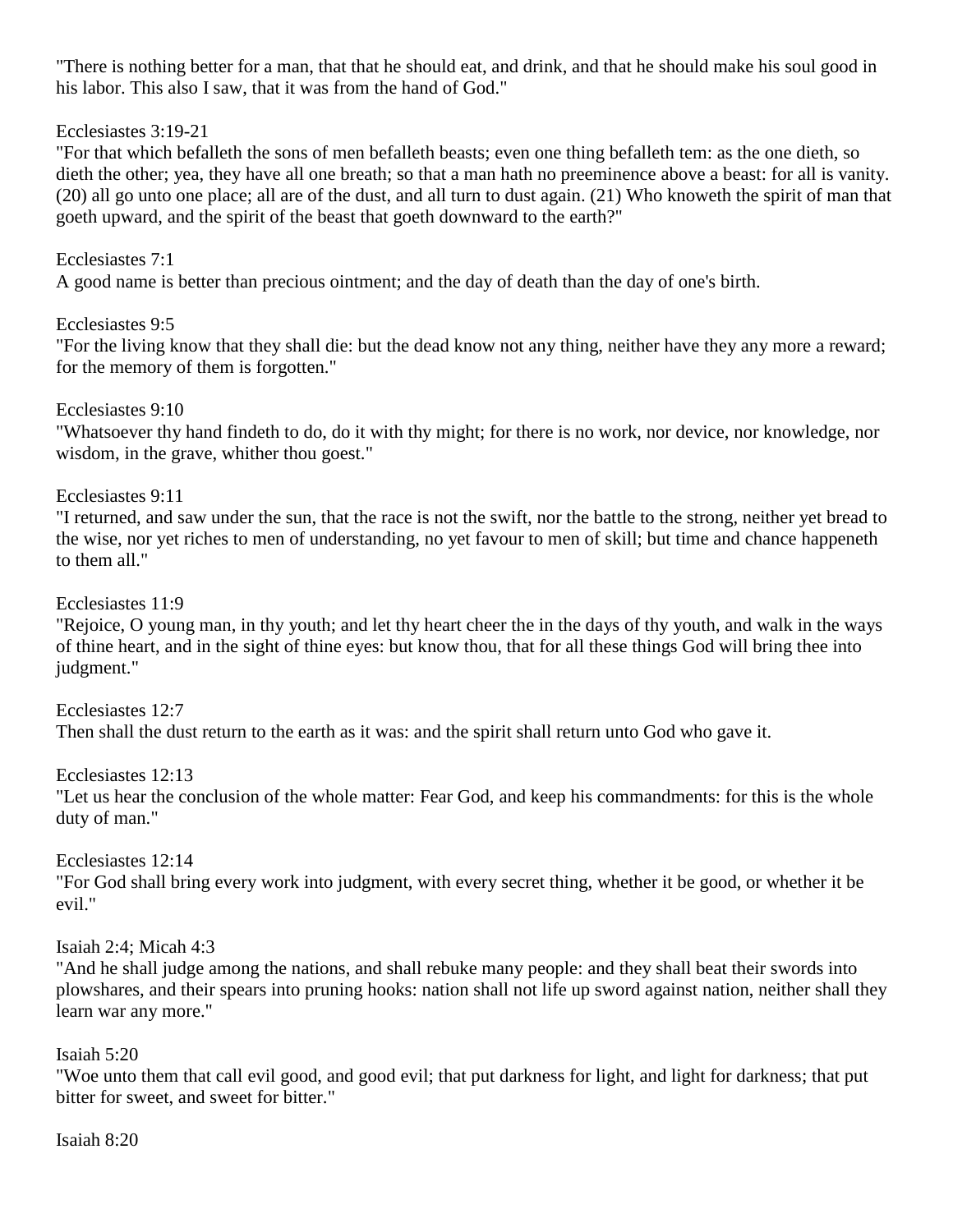"There is nothing better for a man, that that he should eat, and drink, and that he should make his soul good in his labor. This also I saw, that it was from the hand of God."

Ecclesiastes 3:19-21
"For that which befalleth the sons of men befalleth beasts; even one thing befalleth tem: as the one dieth, so dieth the other; yea, they have all one breath; so that a man hath no preeminence above a beast: for all is vanity. (20) all go unto one place; all are of the dust, and all turn to dust again. (21) Who knoweth the spirit of man that goeth upward, and the spirit of the beast that goeth downward to the earth?"

Ecclesiastes 7:1
A good name is better than precious ointment; and the day of death than the day of one's birth.

Ecclesiastes 9:5
"For the living know that they shall die: but the dead know not any thing, neither have they any more a reward; for the memory of them is forgotten."

Ecclesiastes 9:10
"Whatsoever thy hand findeth to do, do it with thy might; for there is no work, nor device, nor knowledge, nor wisdom, in the grave, whither thou goest."

Ecclesiastes 9:11
"I returned, and saw under the sun, that the race is not the swift, nor the battle to the strong, neither yet bread to the wise, nor yet riches to men of understanding, no yet favour to men of skill; but time and chance happeneth to them all."

Ecclesiastes 11:9
"Rejoice, O young man, in thy youth; and let thy heart cheer the in the days of thy youth, and walk in the ways of thine heart, and in the sight of thine eyes: but know thou, that for all these things God will bring thee into judgment."

Ecclesiastes 12:7
Then shall the dust return to the earth as it was: and the spirit shall return unto God who gave it.

Ecclesiastes 12:13
"Let us hear the conclusion of the whole matter: Fear God, and keep his commandments: for this is the whole duty of man."

Ecclesiastes 12:14
"For God shall bring every work into judgment, with every secret thing, whether it be good, or whether it be evil."

Isaiah 2:4; Micah 4:3
"And he shall judge among the nations, and shall rebuke many people: and they shall beat their swords into plowshares, and their spears into pruning hooks: nation shall not life up sword against nation, neither shall they learn war any more."

Isaiah 5:20
"Woe unto them that call evil good, and good evil; that put darkness for light, and light for darkness; that put bitter for sweet, and sweet for bitter."

Isaiah 8:20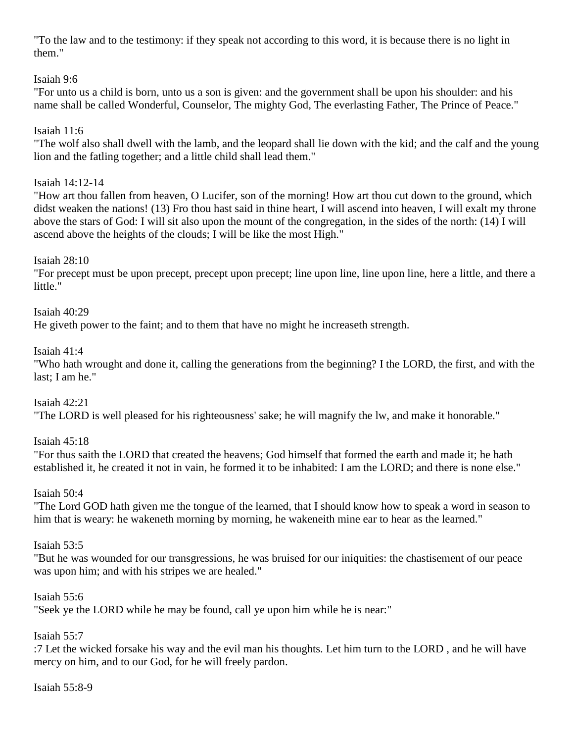"To the law and to the testimony: if they speak not according to this word, it is because there is no light in them."

Isaiah 9:6

"For unto us a child is born, unto us a son is given: and the government shall be upon his shoulder: and his name shall be called Wonderful, Counselor, The mighty God, The everlasting Father, The Prince of Peace."

Isaiah 11:6

"The wolf also shall dwell with the lamb, and the leopard shall lie down with the kid; and the calf and the young lion and the fatling together; and a little child shall lead them."

Isaiah 14:12-14

"How art thou fallen from heaven, O Lucifer, son of the morning! How art thou cut down to the ground, which didst weaken the nations! (13) Fro thou hast said in thine heart, I will ascend into heaven, I will exalt my throne above the stars of God: I will sit also upon the mount of the congregation, in the sides of the north: (14) I will ascend above the heights of the clouds; I will be like the most High."

Isaiah 28:10

"For precept must be upon precept, precept upon precept; line upon line, line upon line, here a little, and there a little."

Isaiah 40:29

He giveth power to the faint; and to them that have no might he increaseth strength.

Isaiah 41:4

"Who hath wrought and done it, calling the generations from the beginning? I the LORD, the first, and with the last; I am he."

Isaiah 42:21

"The LORD is well pleased for his righteousness' sake; he will magnify the lw, and make it honorable."

Isaiah 45:18

"For thus saith the LORD that created the heavens; God himself that formed the earth and made it; he hath established it, he created it not in vain, he formed it to be inhabited: I am the LORD; and there is none else."

Isaiah 50:4

"The Lord GOD hath given me the tongue of the learned, that I should know how to speak a word in season to him that is weary: he wakeneth morning by morning, he wakeneith mine ear to hear as the learned."

Isaiah 53:5

"But he was wounded for our transgressions, he was bruised for our iniquities: the chastisement of our peace was upon him; and with his stripes we are healed."

Isaiah 55:6

"Seek ye the LORD while he may be found, call ye upon him while he is near:"

Isaiah 55:7

:7 Let the wicked forsake his way and the evil man his thoughts. Let him turn to the LORD , and he will have mercy on him, and to our God, for he will freely pardon.

Isaiah 55:8-9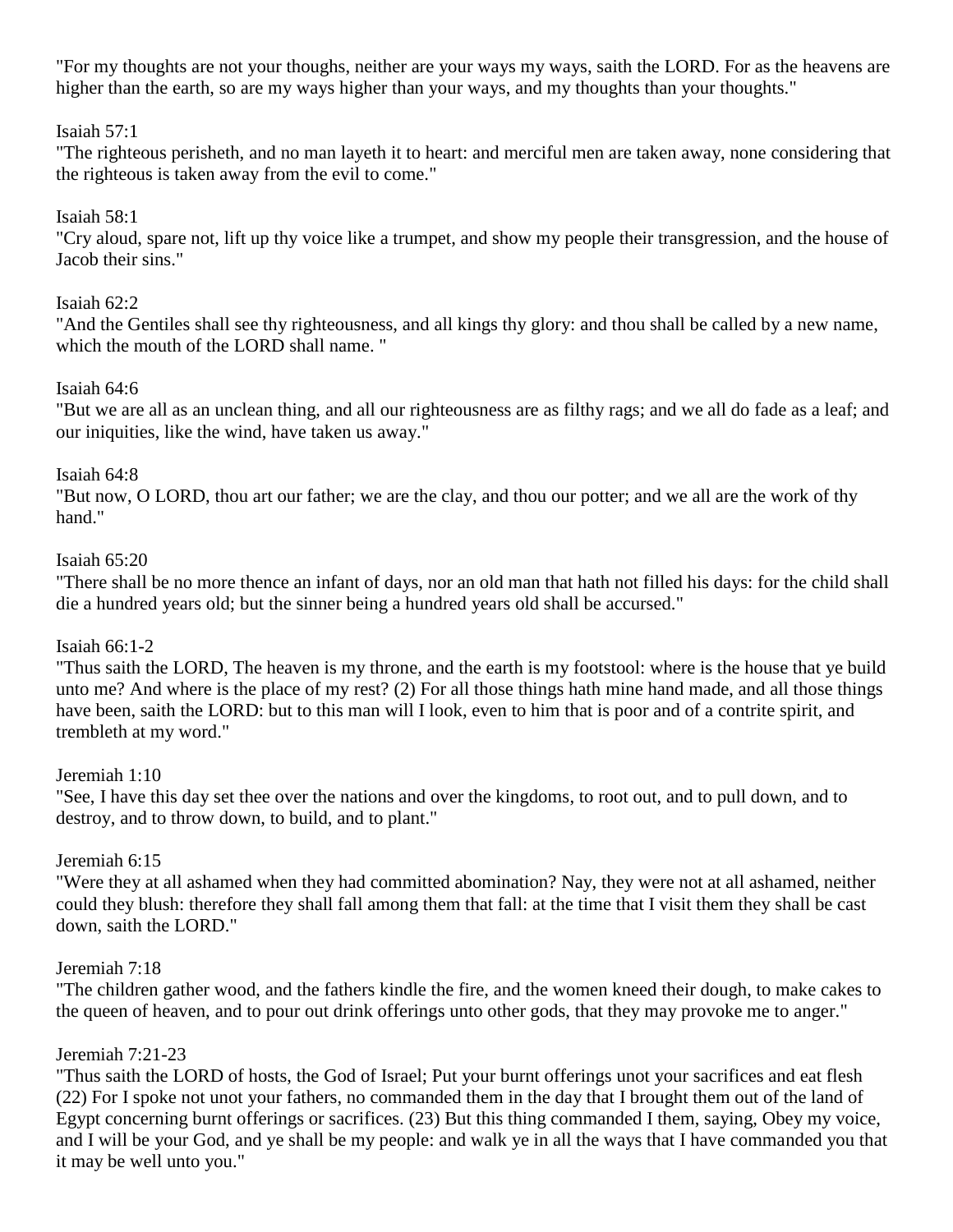"For my thoughts are not your thoughs, neither are your ways my ways, saith the LORD. For as the heavens are higher than the earth, so are my ways higher than your ways, and my thoughts than your thoughts."

Isaiah 57:1
"The righteous perisheth, and no man layeth it to heart: and merciful men are taken away, none considering that the righteous is taken away from the evil to come."

Isaiah 58:1
"Cry aloud, spare not, lift up thy voice like a trumpet, and show my people their transgression, and the house of Jacob their sins."

Isaiah 62:2
"And the Gentiles shall see thy righteousness, and all kings thy glory: and thou shall be called by a new name, which the mouth of the LORD shall name. "

Isaiah 64:6
"But we are all as an unclean thing, and all our righteousness are as filthy rags; and we all do fade as a leaf; and our iniquities, like the wind, have taken us away."

Isaiah 64:8
"But now, O LORD, thou art our father; we are the clay, and thou our potter; and we all are the work of thy hand."

Isaiah 65:20
"There shall be no more thence an infant of days, nor an old man that hath not filled his days: for the child shall die a hundred years old; but the sinner being a hundred years old shall be accursed."

Isaiah 66:1-2
"Thus saith the LORD, The heaven is my throne, and the earth is my footstool: where is the house that ye build unto me? And where is the place of my rest? (2) For all those things hath mine hand made, and all those things have been, saith the LORD: but to this man will I look, even to him that is poor and of a contrite spirit, and trembleth at my word."

Jeremiah 1:10
"See, I have this day set thee over the nations and over the kingdoms, to root out, and to pull down, and to destroy, and to throw down, to build, and to plant."

Jeremiah 6:15
"Were they at all ashamed when they had committed abomination? Nay, they were not at all ashamed, neither could they blush: therefore they shall fall among them that fall: at the time that I visit them they shall be cast down, saith the LORD."

Jeremiah 7:18
"The children gather wood, and the fathers kindle the fire, and the women kneed their dough, to make cakes to the queen of heaven, and to pour out drink offerings unto other gods, that they may provoke me to anger."

Jeremiah 7:21-23
"Thus saith the LORD of hosts, the God of Israel; Put your burnt offerings unot your sacrifices and eat flesh (22) For I spoke not unot your fathers, no commanded them in the day that I brought them out of the land of Egypt concerning burnt offerings or sacrifices. (23) But this thing commanded I them, saying, Obey my voice, and I will be your God, and ye shall be my people: and walk ye in all the ways that I have commanded you that it may be well unto you."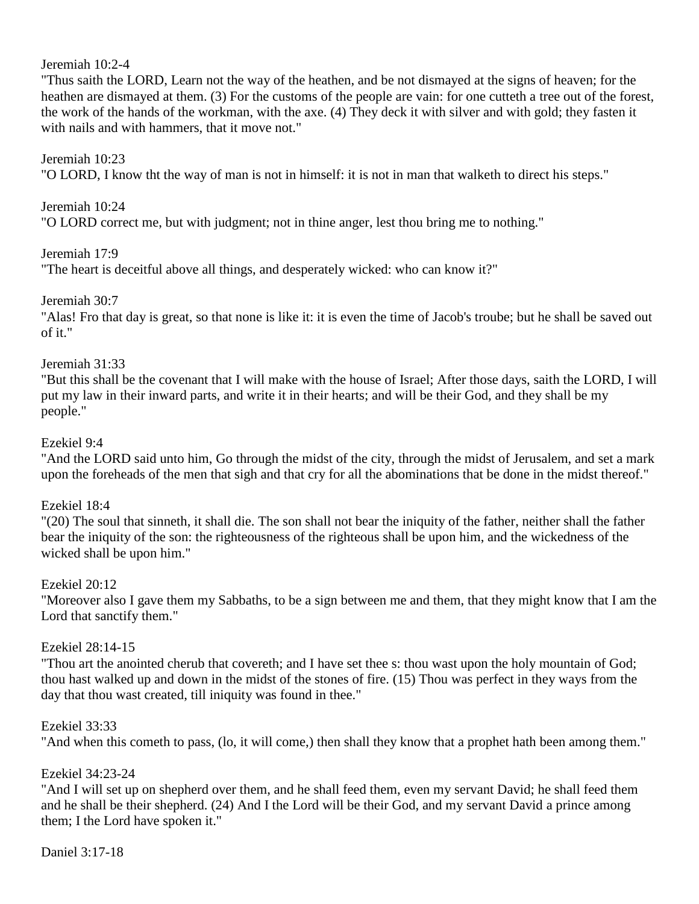Jeremiah 10:2-4
"Thus saith the LORD, Learn not the way of the heathen, and be not dismayed at the signs of heaven; for the heathen are dismayed at them. (3) For the customs of the people are vain: for one cutteth a tree out of the forest, the work of the hands of the workman, with the axe. (4) They deck it with silver and with gold; they fasten it with nails and with hammers, that it move not."

Jeremiah 10:23
"O LORD, I know tht the way of man is not in himself: it is not in man that walketh to direct his steps."

Jeremiah 10:24
"O LORD correct me, but with judgment; not in thine anger, lest thou bring me to nothing."

Jeremiah 17:9
"The heart is deceitful above all things, and desperately wicked: who can know it?"

Jeremiah 30:7
"Alas! Fro that day is great, so that none is like it: it is even the time of Jacob's troube; but he shall be saved out of it."

Jeremiah 31:33
"But this shall be the covenant that I will make with the house of Israel; After those days, saith the LORD, I will put my law in their inward parts, and write it in their hearts; and will be their God, and they shall be my people."

Ezekiel 9:4
"And the LORD said unto him, Go through the midst of the city, through the midst of Jerusalem, and set a mark upon the foreheads of the men that sigh and that cry for all the abominations that be done in the midst thereof."

Ezekiel 18:4
"(20) The soul that sinneth, it shall die. The son shall not bear the iniquity of the father, neither shall the father bear the iniquity of the son: the righteousness of the righteous shall be upon him, and the wickedness of the wicked shall be upon him."

Ezekiel 20:12
"Moreover also I gave them my Sabbaths, to be a sign between me and them, that they might know that I am the Lord that sanctify them."

Ezekiel 28:14-15
"Thou art the anointed cherub that covereth; and I have set thee s: thou wast upon the holy mountain of God; thou hast walked up and down in the midst of the stones of fire. (15) Thou was perfect in they ways from the day that thou wast created, till iniquity was found in thee."

Ezekiel 33:33
"And when this cometh to pass, (lo, it will come,) then shall they know that a prophet hath been among them."

Ezekiel 34:23-24
"And I will set up on shepherd over them, and he shall feed them, even my servant David; he shall feed them and he shall be their shepherd. (24) And I the Lord will be their God, and my servant David a prince among them; I the Lord have spoken it."

Daniel 3:17-18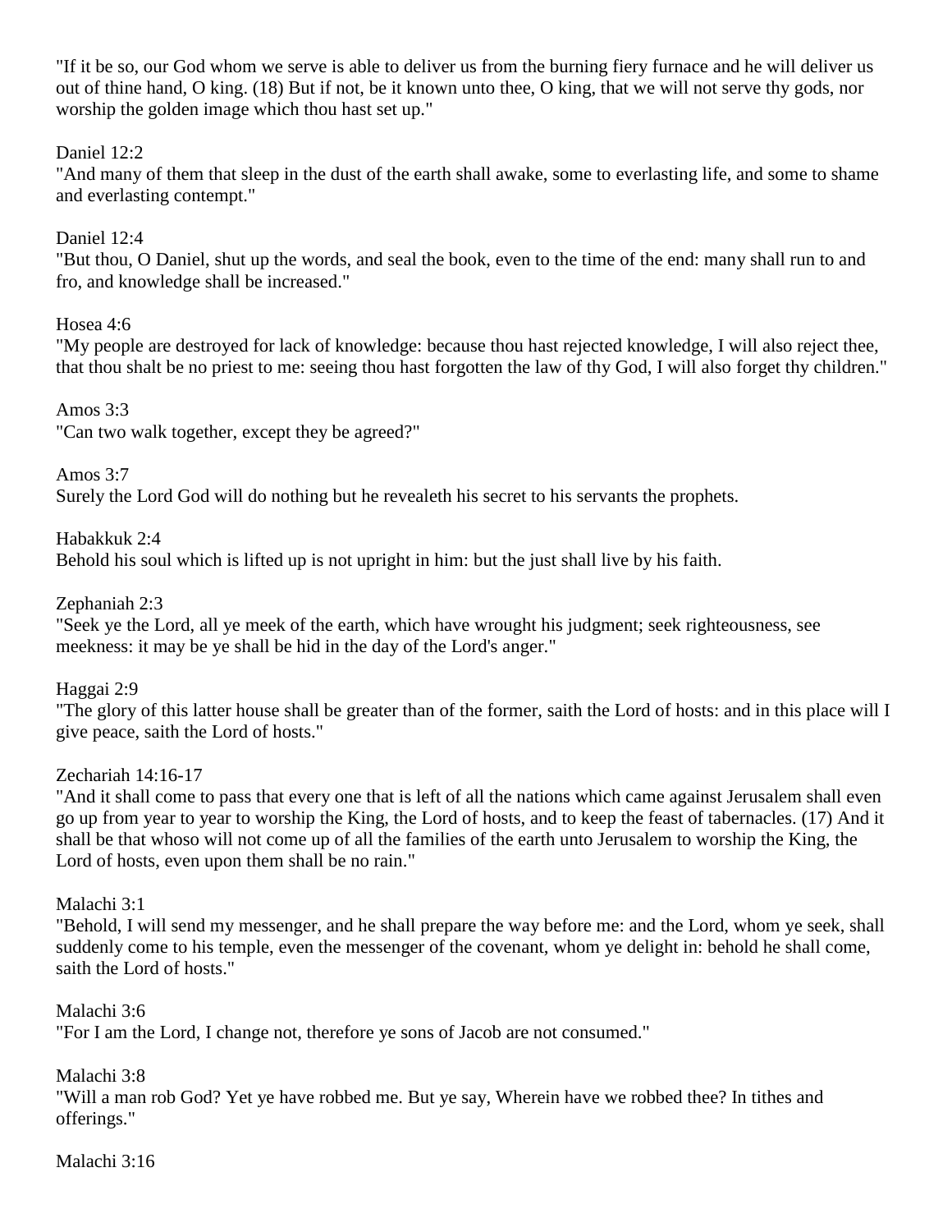"If it be so, our God whom we serve is able to deliver us from the burning fiery furnace and he will deliver us out of thine hand, O king. (18) But if not, be it known unto thee, O king, that we will not serve thy gods, nor worship the golden image which thou hast set up."

Daniel 12:2
"And many of them that sleep in the dust of the earth shall awake, some to everlasting life, and some to shame and everlasting contempt."

Daniel 12:4
"But thou, O Daniel, shut up the words, and seal the book, even to the time of the end: many shall run to and fro, and knowledge shall be increased."

Hosea 4:6
"My people are destroyed for lack of knowledge: because thou hast rejected knowledge, I will also reject thee, that thou shalt be no priest to me: seeing thou hast forgotten the law of thy God, I will also forget thy children."

Amos 3:3
"Can two walk together, except they be agreed?"

Amos 3:7
Surely the Lord God will do nothing but he revealeth his secret to his servants the prophets.

Habakkuk 2:4
Behold his soul which is lifted up is not upright in him: but the just shall live by his faith.

Zephaniah 2:3
"Seek ye the Lord, all ye meek of the earth, which have wrought his judgment; seek righteousness, see meekness: it may be ye shall be hid in the day of the Lord's anger."

Haggai 2:9
"The glory of this latter house shall be greater than of the former, saith the Lord of hosts: and in this place will I give peace, saith the Lord of hosts."

Zechariah 14:16-17
"And it shall come to pass that every one that is left of all the nations which came against Jerusalem shall even go up from year to year to worship the King, the Lord of hosts, and to keep the feast of tabernacles. (17) And it shall be that whoso will not come up of all the families of the earth unto Jerusalem to worship the King, the Lord of hosts, even upon them shall be no rain."

Malachi 3:1
"Behold, I will send my messenger, and he shall prepare the way before me: and the Lord, whom ye seek, shall suddenly come to his temple, even the messenger of the covenant, whom ye delight in: behold he shall come, saith the Lord of hosts."

Malachi 3:6
"For I am the Lord, I change not, therefore ye sons of Jacob are not consumed."

Malachi 3:8
"Will a man rob God? Yet ye have robbed me. But ye say, Wherein have we robbed thee? In tithes and offerings."

Malachi 3:16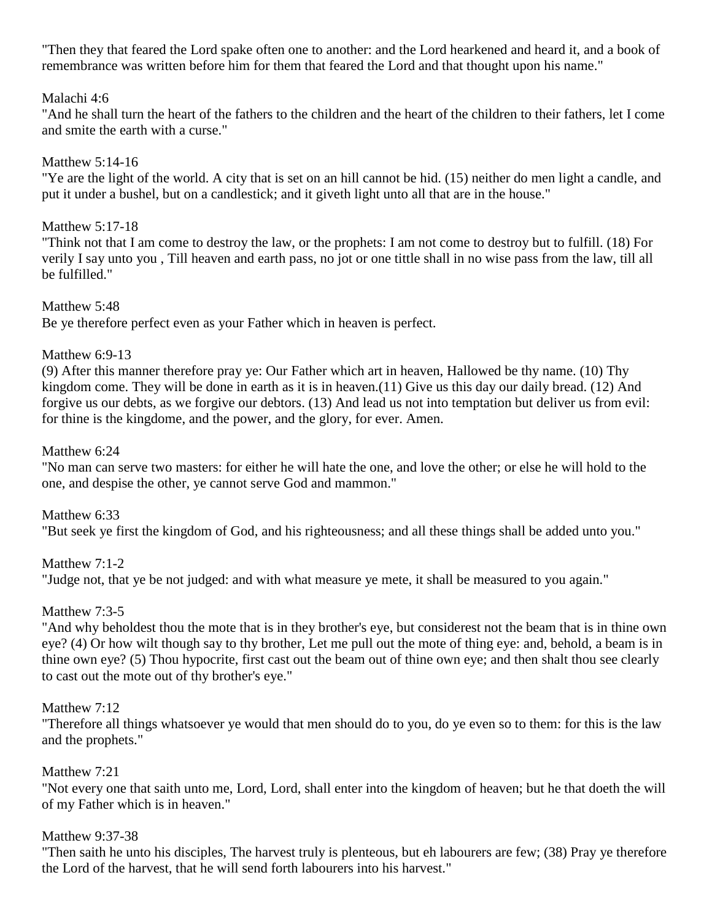"Then they that feared the Lord spake often one to another: and the Lord hearkened and heard it, and a book of remembrance was written before him for them that feared the Lord and that thought upon his name."

Malachi 4:6

"And he shall turn the heart of the fathers to the children and the heart of the children to their fathers, let I come and smite the earth with a curse."

Matthew 5:14-16

"Ye are the light of the world. A city that is set on an hill cannot be hid. (15) neither do men light a candle, and put it under a bushel, but on a candlestick; and it giveth light unto all that are in the house."

Matthew 5:17-18

"Think not that I am come to destroy the law, or the prophets: I am not come to destroy but to fulfill. (18) For verily I say unto you , Till heaven and earth pass, no jot or one tittle shall in no wise pass from the law, till all be fulfilled."

Matthew 5:48

Be ye therefore perfect even as your Father which in heaven is perfect.

Matthew 6:9-13

(9) After this manner therefore pray ye: Our Father which art in heaven, Hallowed be thy name. (10) Thy kingdom come. They will be done in earth as it is in heaven.(11) Give us this day our daily bread. (12) And forgive us our debts, as we forgive our debtors. (13) And lead us not into temptation but deliver us from evil: for thine is the kingdome, and the power, and the glory, for ever. Amen.

Matthew 6:24

"No man can serve two masters: for either he will hate the one, and love the other; or else he will hold to the one, and despise the other, ye cannot serve God and mammon."

Matthew 6:33

"But seek ye first the kingdom of God, and his righteousness; and all these things shall be added unto you."

Matthew 7:1-2

"Judge not, that ye be not judged: and with what measure ye mete, it shall be measured to you again."

Matthew 7:3-5

"And why beholdest thou the mote that is in they brother's eye, but considerest not the beam that is in thine own eye? (4) Or how wilt though say to thy brother, Let me pull out the mote of thing eye: and, behold, a beam is in thine own eye? (5) Thou hypocrite, first cast out the beam out of thine own eye; and then shalt thou see clearly to cast out the mote out of thy brother's eye."

Matthew 7:12

"Therefore all things whatsoever ye would that men should do to you, do ye even so to them: for this is the law and the prophets."

Matthew 7:21

"Not every one that saith unto me, Lord, Lord, shall enter into the kingdom of heaven; but he that doeth the will of my Father which is in heaven."

Matthew 9:37-38

"Then saith he unto his disciples, The harvest truly is plenteous, but eh labourers are few; (38) Pray ye therefore the Lord of the harvest, that he will send forth labourers into his harvest."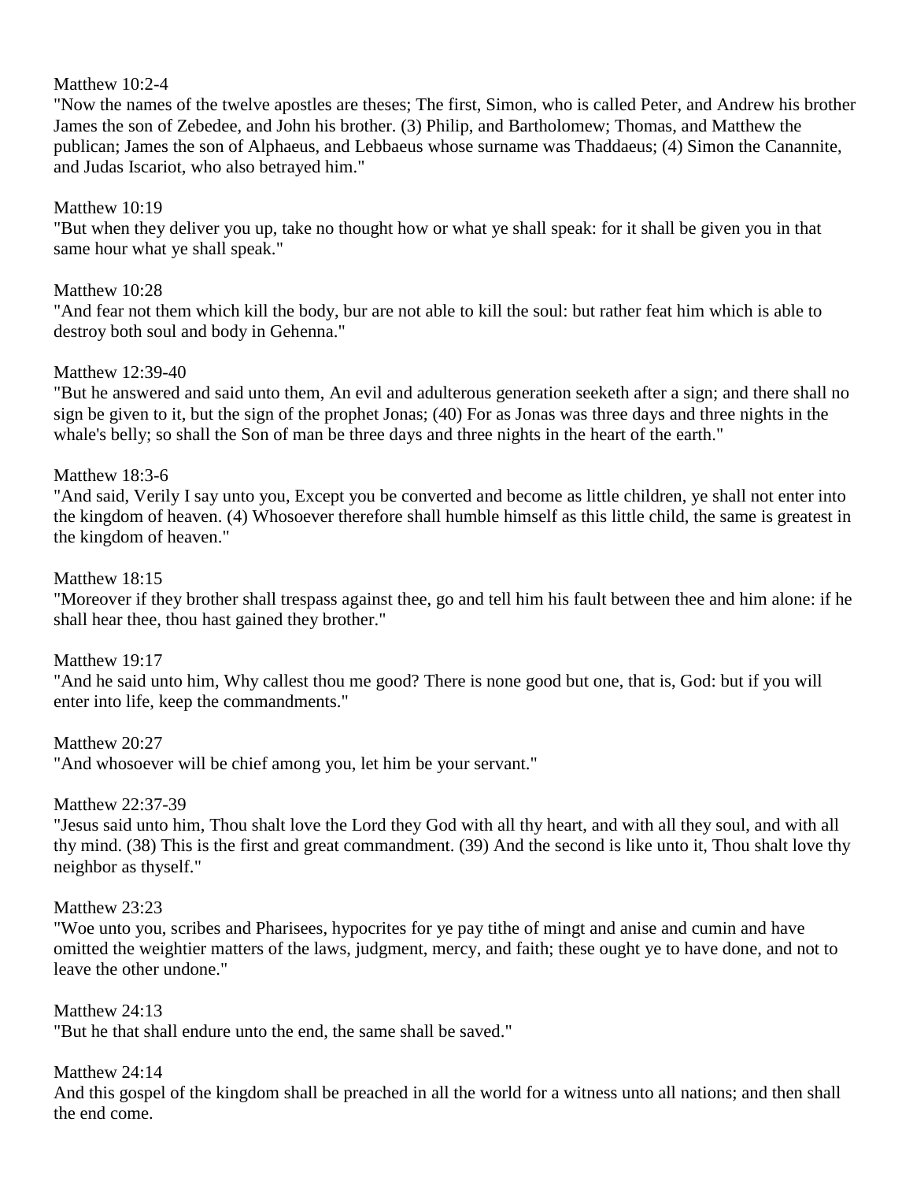Matthew 10:2-4

"Now the names of the twelve apostles are theses; The first, Simon, who is called Peter, and Andrew his brother James the son of Zebedee, and John his brother. (3) Philip, and Bartholomew; Thomas, and Matthew the publican; James the son of Alphaeus, and Lebbaeus whose surname was Thaddaeus; (4) Simon the Canannite, and Judas Iscariot, who also betrayed him."

Matthew 10:19

"But when they deliver you up, take no thought how or what ye shall speak: for it shall be given you in that same hour what ye shall speak."

Matthew 10:28

"And fear not them which kill the body, bur are not able to kill the soul: but rather feat him which is able to destroy both soul and body in Gehenna."

Matthew 12:39-40

"But he answered and said unto them, An evil and adulterous generation seeketh after a sign; and there shall no sign be given to it, but the sign of the prophet Jonas; (40) For as Jonas was three days and three nights in the whale's belly; so shall the Son of man be three days and three nights in the heart of the earth."

Matthew 18:3-6

"And said, Verily I say unto you, Except you be converted and become as little children, ye shall not enter into the kingdom of heaven. (4) Whosoever therefore shall humble himself as this little child, the same is greatest in the kingdom of heaven."

Matthew 18:15

"Moreover if they brother shall trespass against thee, go and tell him his fault between thee and him alone: if he shall hear thee, thou hast gained they brother."

Matthew 19:17

"And he said unto him, Why callest thou me good? There is none good but one, that is, God: but if you will enter into life, keep the commandments."

Matthew 20:27

"And whosoever will be chief among you, let him be your servant."

Matthew 22:37-39

"Jesus said unto him, Thou shalt love the Lord they God with all thy heart, and with all they soul, and with all thy mind. (38) This is the first and great commandment. (39) And the second is like unto it, Thou shalt love thy neighbor as thyself."

Matthew 23:23

"Woe unto you, scribes and Pharisees, hypocrites for ye pay tithe of mingt and anise and cumin and have omitted the weightier matters of the laws, judgment, mercy, and faith; these ought ye to have done, and not to leave the other undone."

Matthew 24:13

"But he that shall endure unto the end, the same shall be saved."

Matthew 24:14

And this gospel of the kingdom shall be preached in all the world for a witness unto all nations; and then shall the end come.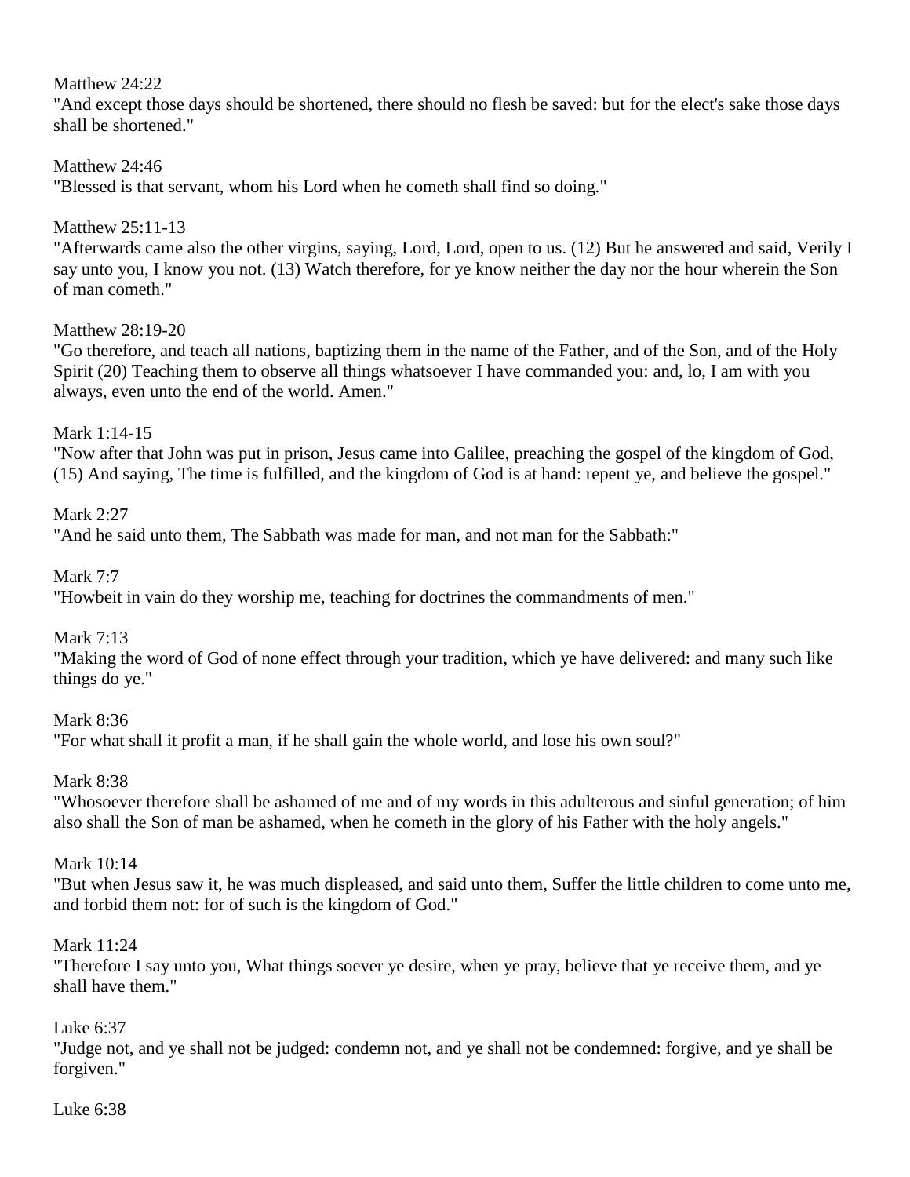Matthew 24:22
"And except those days should be shortened, there should no flesh be saved: but for the elect's sake those days shall be shortened."

Matthew 24:46
"Blessed is that servant, whom his Lord when he cometh shall find so doing."

Matthew 25:11-13
"Afterwards came also the other virgins, saying, Lord, Lord, open to us. (12) But he answered and said, Verily I say unto you, I know you not. (13) Watch therefore, for ye know neither the day nor the hour wherein the Son of man cometh."

Matthew 28:19-20
"Go therefore, and teach all nations, baptizing them in the name of the Father, and of the Son, and of the Holy Spirit (20) Teaching them to observe all things whatsoever I have commanded you: and, lo, I am with you always, even unto the end of the world. Amen."

Mark 1:14-15
"Now after that John was put in prison, Jesus came into Galilee, preaching the gospel of the kingdom of God, (15) And saying, The time is fulfilled, and the kingdom of God is at hand: repent ye, and believe the gospel."

Mark 2:27
"And he said unto them, The Sabbath was made for man, and not man for the Sabbath:"

Mark 7:7
"Howbeit in vain do they worship me, teaching for doctrines the commandments of men."

Mark 7:13
"Making the word of God of none effect through your tradition, which ye have delivered: and many such like things do ye."

Mark 8:36
"For what shall it profit a man, if he shall gain the whole world, and lose his own soul?"

Mark 8:38
"Whosoever therefore shall be ashamed of me and of my words in this adulterous and sinful generation; of him also shall the Son of man be ashamed, when he cometh in the glory of his Father with the holy angels."

Mark 10:14
"But when Jesus saw it, he was much displeased, and said unto them, Suffer the little children to come unto me, and forbid them not: for of such is the kingdom of God."

Mark 11:24
"Therefore I say unto you, What things soever ye desire, when ye pray, believe that ye receive them, and ye shall have them."

Luke 6:37
"Judge not, and ye shall not be judged: condemn not, and ye shall not be condemned: forgive, and ye shall be forgiven."

Luke 6:38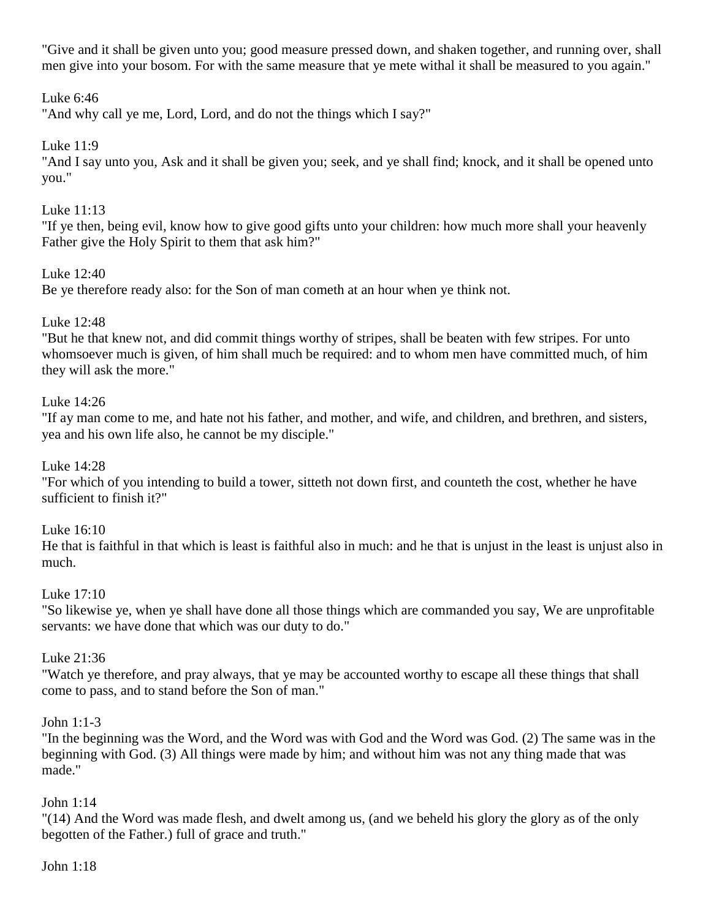"Give and it shall be given unto you; good measure pressed down, and shaken together, and running over, shall men give into your bosom. For with the same measure that ye mete withal it shall be measured to you again."

Luke 6:46
"And why call ye me, Lord, Lord, and do not the things which I say?"

Luke 11:9
"And I say unto you, Ask and it shall be given you; seek, and ye shall find; knock, and it shall be opened unto you."

Luke 11:13
"If ye then, being evil, know how to give good gifts unto your children: how much more shall your heavenly Father give the Holy Spirit to them that ask him?"

Luke 12:40
Be ye therefore ready also: for the Son of man cometh at an hour when ye think not.

Luke 12:48
"But he that knew not, and did commit things worthy of stripes, shall be beaten with few stripes. For unto whomsoever much is given, of him shall much be required: and to whom men have committed much, of him they will ask the more."

Luke 14:26
"If ay man come to me, and hate not his father, and mother, and wife, and children, and brethren, and sisters, yea and his own life also, he cannot be my disciple."

Luke 14:28
"For which of you intending to build a tower, sitteth not down first, and counteth the cost, whether he have sufficient to finish it?"

Luke 16:10
He that is faithful in that which is least is faithful also in much: and he that is unjust in the least is unjust also in much.

Luke 17:10
"So likewise ye, when ye shall have done all those things which are commanded you say, We are unprofitable servants: we have done that which was our duty to do."

Luke 21:36
"Watch ye therefore, and pray always, that ye may be accounted worthy to escape all these things that shall come to pass, and to stand before the Son of man."

John 1:1-3
"In the beginning was the Word, and the Word was with God and the Word was God. (2) The same was in the beginning with God. (3) All things were made by him; and without him was not any thing made that was made."

John 1:14
"(14) And the Word was made flesh, and dwelt among us, (and we beheld his glory the glory as of the only begotten of the Father.) full of grace and truth."

John 1:18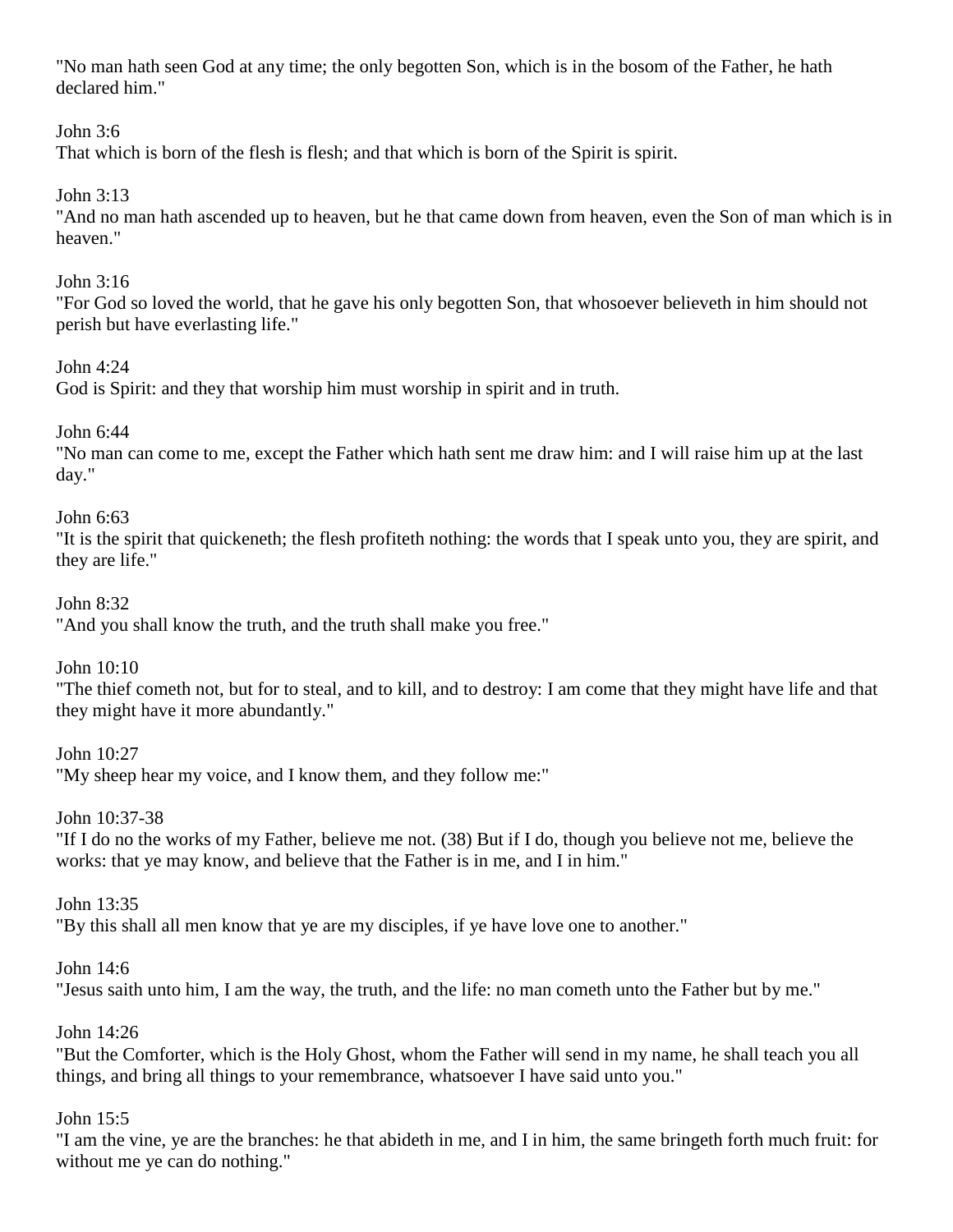"No man hath seen God at any time; the only begotten Son, which is in the bosom of the Father, he hath declared him."

John 3:6
That which is born of the flesh is flesh; and that which is born of the Spirit is spirit.

John 3:13
"And no man hath ascended up to heaven, but he that came down from heaven, even the Son of man which is in heaven."

John 3:16
"For God so loved the world, that he gave his only begotten Son, that whosoever believeth in him should not perish but have everlasting life."

John 4:24
God is Spirit: and they that worship him must worship in spirit and in truth.

John 6:44
"No man can come to me, except the Father which hath sent me draw him: and I will raise him up at the last day."

John 6:63
"It is the spirit that quickeneth; the flesh profiteth nothing: the words that I speak unto you, they are spirit, and they are life."

John 8:32
"And you shall know the truth, and the truth shall make you free."

John 10:10
"The thief cometh not, but for to steal, and to kill, and to destroy: I am come that they might have life and that they might have it more abundantly."

John 10:27
"My sheep hear my voice, and I know them, and they follow me:"

John 10:37-38
"If I do no the works of my Father, believe me not. (38) But if I do, though you believe not me, believe the works: that ye may know, and believe that the Father is in me, and I in him."

John 13:35
"By this shall all men know that ye are my disciples, if ye have love one to another."

John 14:6
"Jesus saith unto him, I am the way, the truth, and the life: no man cometh unto the Father but by me."

John 14:26
"But the Comforter, which is the Holy Ghost, whom the Father will send in my name, he shall teach you all things, and bring all things to your remembrance, whatsoever I have said unto you."

John 15:5
"I am the vine, ye are the branches: he that abideth in me, and I in him, the same bringeth forth much fruit: for without me ye can do nothing."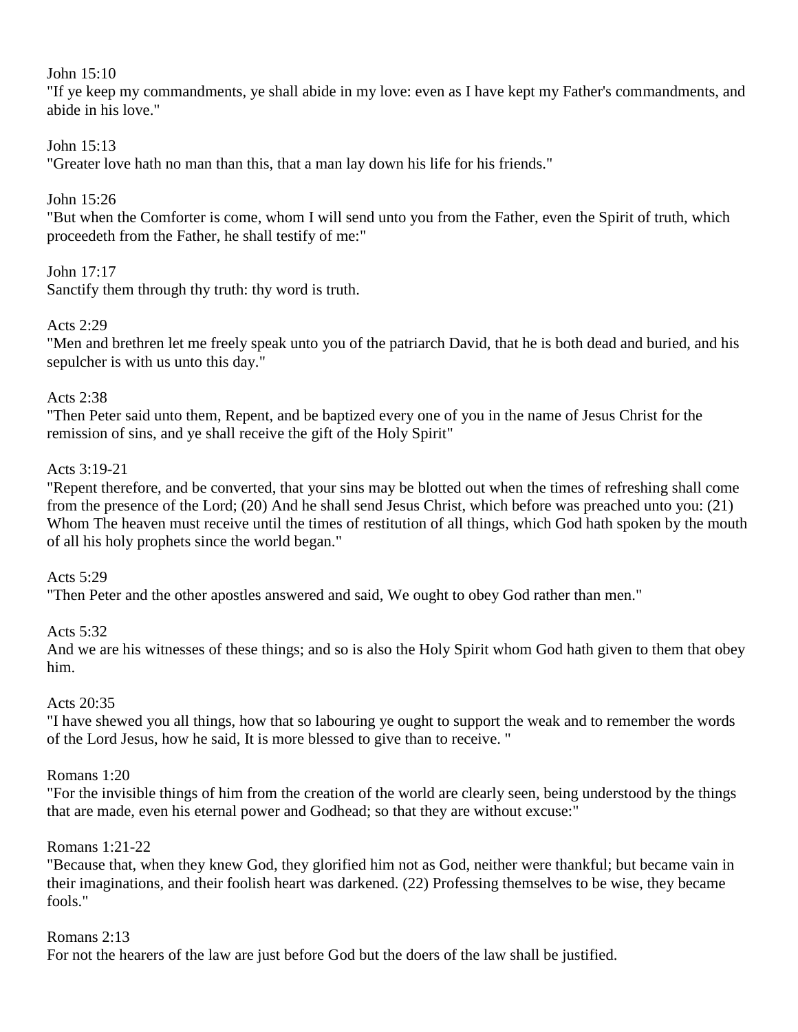John 15:10
"If ye keep my commandments, ye shall abide in my love: even as I have kept my Father's commandments, and abide in his love."

John 15:13
"Greater love hath no man than this, that a man lay down his life for his friends."

John 15:26
"But when the Comforter is come, whom I will send unto you from the Father, even the Spirit of truth, which proceedeth from the Father, he shall testify of me:"

John 17:17
Sanctify them through thy truth: thy word is truth.

Acts 2:29
"Men and brethren let me freely speak unto you of the patriarch David, that he is both dead and buried, and his sepulcher is with us unto this day."

Acts 2:38
"Then Peter said unto them, Repent, and be baptized every one of you in the name of Jesus Christ for the remission of sins, and ye shall receive the gift of the Holy Spirit"

Acts 3:19-21
"Repent therefore, and be converted, that your sins may be blotted out when the times of refreshing shall come from the presence of the Lord; (20) And he shall send Jesus Christ, which before was preached unto you: (21) Whom The heaven must receive until the times of restitution of all things, which God hath spoken by the mouth of all his holy prophets since the world began."

Acts 5:29
"Then Peter and the other apostles answered and said, We ought to obey God rather than men."

Acts 5:32
And we are his witnesses of these things; and so is also the Holy Spirit whom God hath given to them that obey him.

Acts 20:35
"I have shewed you all things, how that so labouring ye ought to support the weak and to remember the words of the Lord Jesus, how he said, It is more blessed to give than to receive. "

Romans 1:20
"For the invisible things of him from the creation of the world are clearly seen, being understood by the things that are made, even his eternal power and Godhead; so that they are without excuse:"

Romans 1:21-22
"Because that, when they knew God, they glorified him not as God, neither were thankful; but became vain in their imaginations, and their foolish heart was darkened. (22) Professing themselves to be wise, they became fools."

Romans 2:13
For not the hearers of the law are just before God but the doers of the law shall be justified.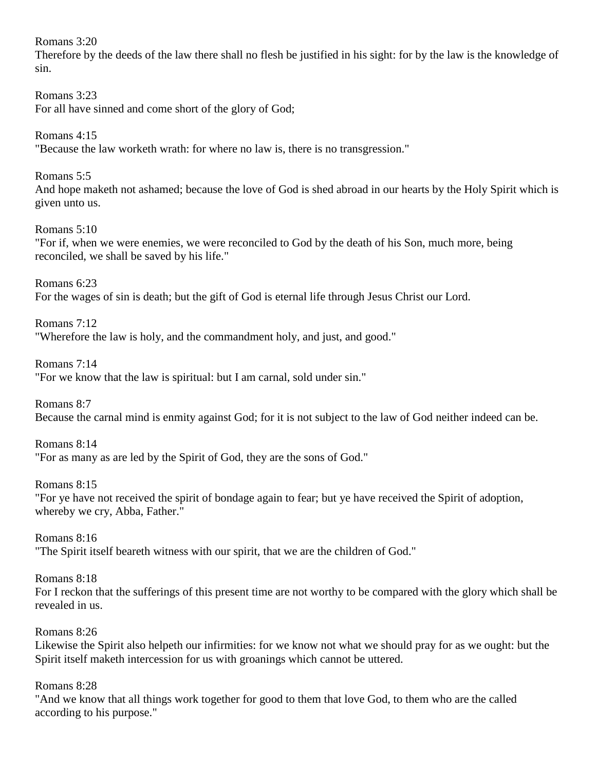Romans 3:20
Therefore by the deeds of the law there shall no flesh be justified in his sight: for by the law is the knowledge of sin.

Romans 3:23
For all have sinned and come short of the glory of God;

Romans 4:15
"Because the law worketh wrath: for where no law is, there is no transgression."

Romans 5:5
And hope maketh not ashamed; because the love of God is shed abroad in our hearts by the Holy Spirit which is given unto us.

Romans 5:10
"For if, when we were enemies, we were reconciled to God by the death of his Son, much more, being reconciled, we shall be saved by his life."

Romans 6:23
For the wages of sin is death; but the gift of God is eternal life through Jesus Christ our Lord.

Romans 7:12
"Wherefore the law is holy, and the commandment holy, and just, and good."

Romans 7:14
"For we know that the law is spiritual: but I am carnal, sold under sin."

Romans 8:7
Because the carnal mind is enmity against God; for it is not subject to the law of God neither indeed can be.

Romans 8:14
"For as many as are led by the Spirit of God, they are the sons of God."

Romans 8:15
"For ye have not received the spirit of bondage again to fear; but ye have received the Spirit of adoption, whereby we cry, Abba, Father."

Romans 8:16
"The Spirit itself beareth witness with our spirit, that we are the children of God."

Romans 8:18
For I reckon that the sufferings of this present time are not worthy to be compared with the glory which shall be revealed in us.

Romans 8:26
Likewise the Spirit also helpeth our infirmities: for we know not what we should pray for as we ought: but the Spirit itself maketh intercession for us with groanings which cannot be uttered.

Romans 8:28
"And we know that all things work together for good to them that love God, to them who are the called according to his purpose."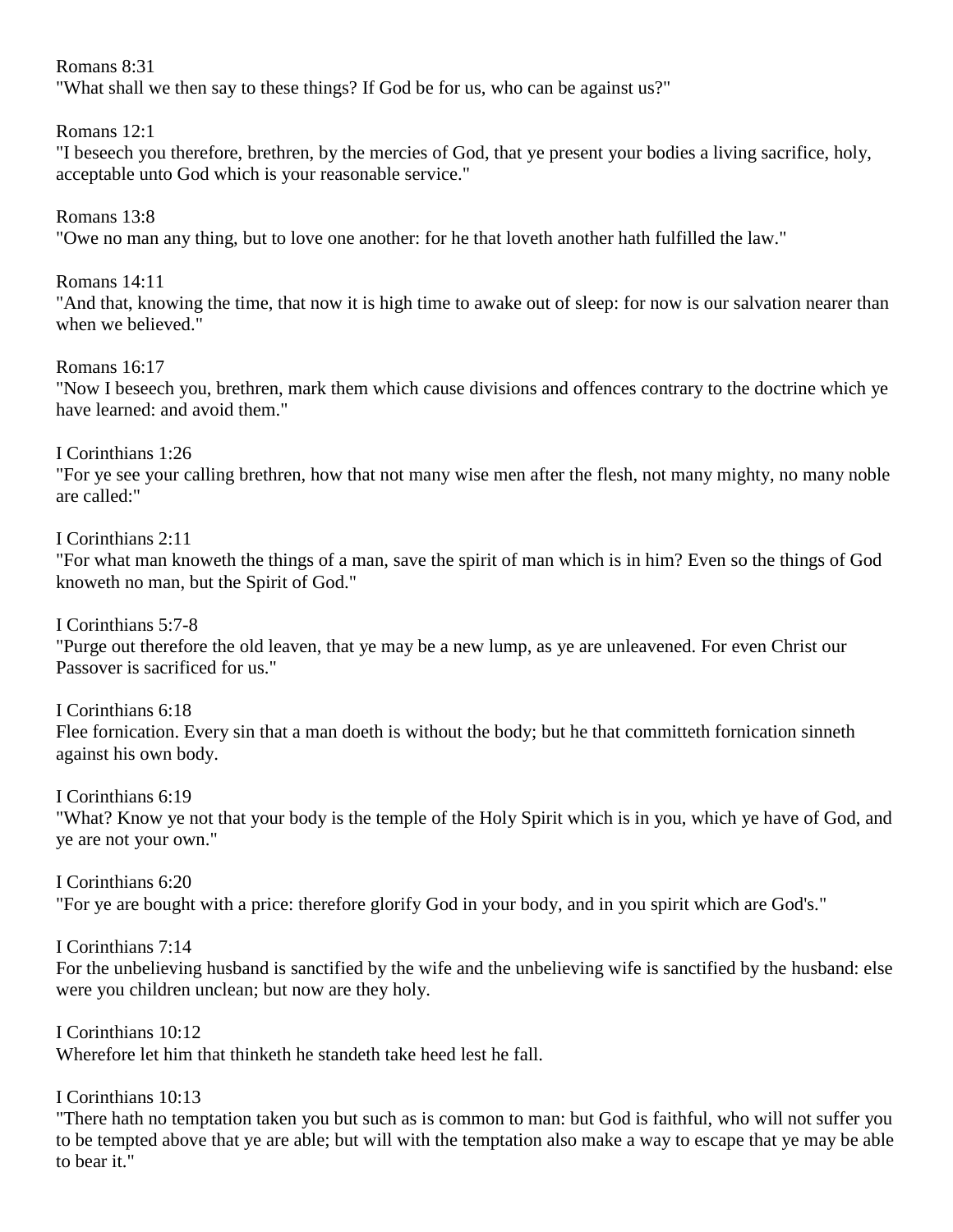Romans 8:31
"What shall we then say to these things? If God be for us, who can be against us?"

Romans 12:1
"I beseech you therefore, brethren, by the mercies of God, that ye present your bodies a living sacrifice, holy, acceptable unto God which is your reasonable service."

Romans 13:8
"Owe no man any thing, but to love one another: for he that loveth another hath fulfilled the law."

Romans 14:11
"And that, knowing the time, that now it is high time to awake out of sleep: for now is our salvation nearer than when we believed."

Romans 16:17
"Now I beseech you, brethren, mark them which cause divisions and offences contrary to the doctrine which ye have learned: and avoid them."

I Corinthians 1:26
"For ye see your calling brethren, how that not many wise men after the flesh, not many mighty, no many noble are called:"

I Corinthians 2:11
"For what man knoweth the things of a man, save the spirit of man which is in him? Even so the things of God knoweth no man, but the Spirit of God."

I Corinthians 5:7-8
"Purge out therefore the old leaven, that ye may be a new lump, as ye are unleavened. For even Christ our Passover is sacrificed for us."

I Corinthians 6:18
Flee fornication. Every sin that a man doeth is without the body; but he that committeth fornication sinneth against his own body.

I Corinthians 6:19
"What? Know ye not that your body is the temple of the Holy Spirit which is in you, which ye have of God, and ye are not your own."

I Corinthians 6:20
"For ye are bought with a price: therefore glorify God in your body, and in you spirit which are God's."

I Corinthians 7:14
For the unbelieving husband is sanctified by the wife and the unbelieving wife is sanctified by the husband: else were you children unclean; but now are they holy.

I Corinthians 10:12
Wherefore let him that thinketh he standeth take heed lest he fall.

I Corinthians 10:13
"There hath no temptation taken you but such as is common to man: but God is faithful, who will not suffer you to be tempted above that ye are able; but will with the temptation also make a way to escape that ye may be able to bear it."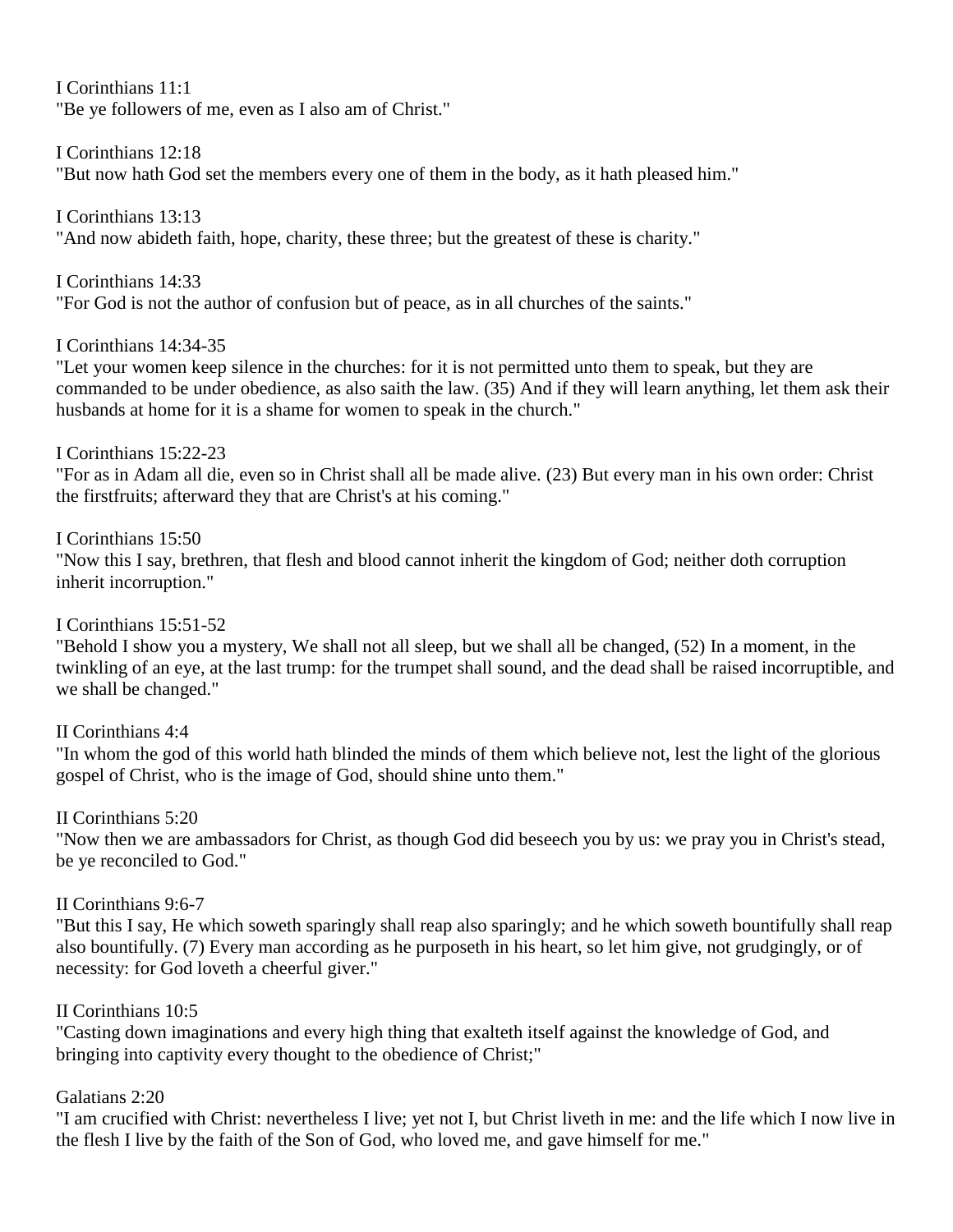I Corinthians 11:1
"Be ye followers of me, even as I also am of Christ."

I Corinthians 12:18
"But now hath God set the members every one of them in the body, as it hath pleased him."

I Corinthians 13:13
"And now abideth faith, hope, charity, these three; but the greatest of these is charity."

I Corinthians 14:33
"For God is not the author of confusion but of peace, as in all churches of the saints."

I Corinthians 14:34-35
"Let your women keep silence in the churches: for it is not permitted unto them to speak, but they are commanded to be under obedience, as also saith the law. (35) And if they will learn anything, let them ask their husbands at home for it is a shame for women to speak in the church."

I Corinthians 15:22-23
"For as in Adam all die, even so in Christ shall all be made alive. (23) But every man in his own order: Christ the firstfruits; afterward they that are Christ's at his coming."

I Corinthians 15:50
"Now this I say, brethren, that flesh and blood cannot inherit the kingdom of God; neither doth corruption inherit incorruption."

I Corinthians 15:51-52
"Behold I show you a mystery, We shall not all sleep, but we shall all be changed, (52) In a moment, in the twinkling of an eye, at the last trump: for the trumpet shall sound, and the dead shall be raised incorruptible, and we shall be changed."

II Corinthians 4:4
"In whom the god of this world hath blinded the minds of them which believe not, lest the light of the glorious gospel of Christ, who is the image of God, should shine unto them."

II Corinthians 5:20
"Now then we are ambassadors for Christ, as though God did beseech you by us: we pray you in Christ's stead, be ye reconciled to God."

II Corinthians 9:6-7
"But this I say, He which soweth sparingly shall reap also sparingly; and he which soweth bountifully shall reap also bountifully. (7) Every man according as he purposeth in his heart, so let him give, not grudgingly, or of necessity: for God loveth a cheerful giver."

II Corinthians 10:5
"Casting down imaginations and every high thing that exalteth itself against the knowledge of God, and bringing into captivity every thought to the obedience of Christ;"

Galatians 2:20
"I am crucified with Christ: nevertheless I live; yet not I, but Christ liveth in me: and the life which I now live in the flesh I live by the faith of the Son of God, who loved me, and gave himself for me."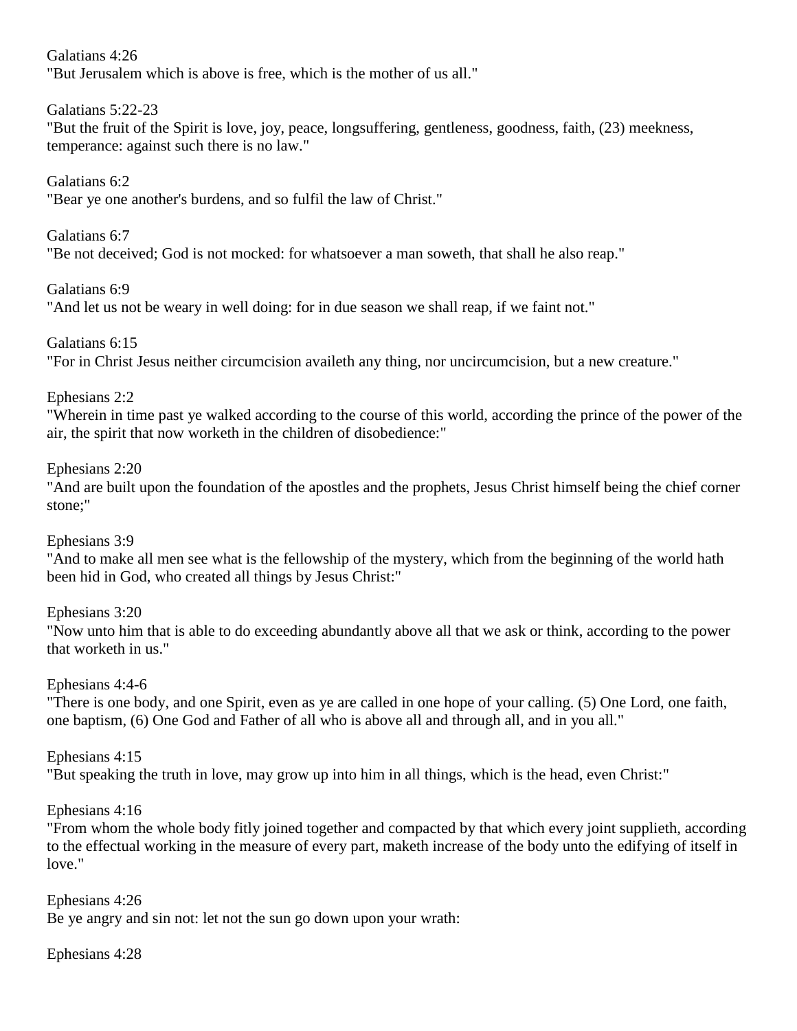Galatians 4:26
"But Jerusalem which is above is free, which is the mother of us all."

Galatians 5:22-23
"But the fruit of the Spirit is love, joy, peace, longsuffering, gentleness, goodness, faith, (23) meekness, temperance: against such there is no law."

Galatians 6:2
"Bear ye one another's burdens, and so fulfil the law of Christ."

Galatians 6:7
"Be not deceived; God is not mocked: for whatsoever a man soweth, that shall he also reap."

Galatians 6:9
"And let us not be weary in well doing: for in due season we shall reap, if we faint not."

Galatians 6:15
"For in Christ Jesus neither circumcision availeth any thing, nor uncircumcision, but a new creature."

Ephesians 2:2
"Wherein in time past ye walked according to the course of this world, according the prince of the power of the air, the spirit that now worketh in the children of disobedience:"

Ephesians 2:20
"And are built upon the foundation of the apostles and the prophets, Jesus Christ himself being the chief corner stone;"

Ephesians 3:9
"And to make all men see what is the fellowship of the mystery, which from the beginning of the world hath been hid in God, who created all things by Jesus Christ:"

Ephesians 3:20
"Now unto him that is able to do exceeding abundantly above all that we ask or think, according to the power that worketh in us."

Ephesians 4:4-6
"There is one body, and one Spirit, even as ye are called in one hope of your calling. (5) One Lord, one faith, one baptism, (6) One God and Father of all who is above all and through all, and in you all."

Ephesians 4:15
"But speaking the truth in love, may grow up into him in all things, which is the head, even Christ:"

Ephesians 4:16
"From whom the whole body fitly joined together and compacted by that which every joint supplieth, according to the effectual working in the measure of every part, maketh increase of the body unto the edifying of itself in love."

Ephesians 4:26
Be ye angry and sin not: let not the sun go down upon your wrath:

Ephesians 4:28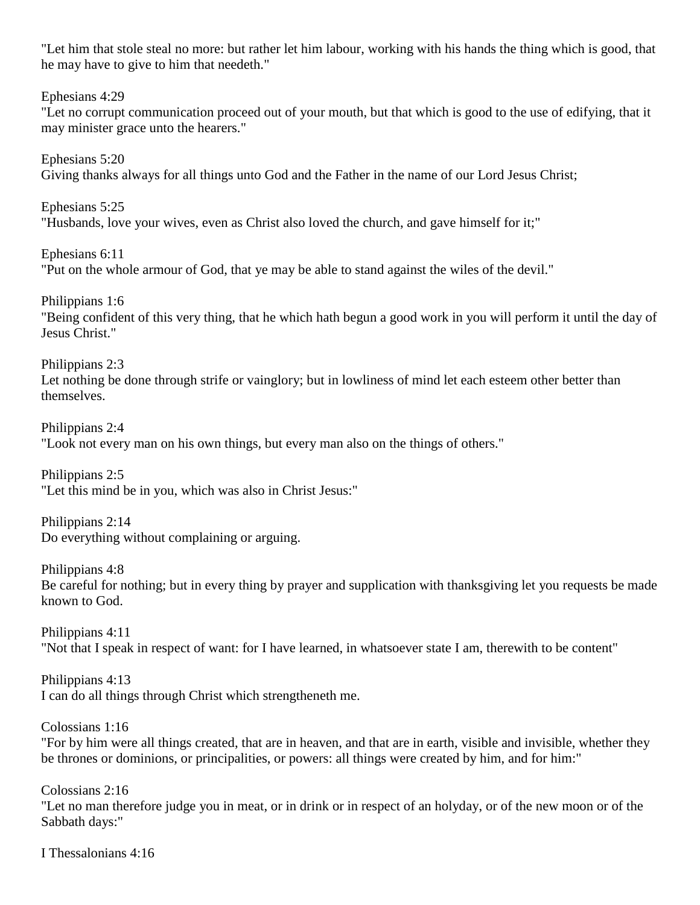"Let him that stole steal no more: but rather let him labour, working with his hands the thing which is good, that he may have to give to him that needeth."

Ephesians 4:29
"Let no corrupt communication proceed out of your mouth, but that which is good to the use of edifying, that it may minister grace unto the hearers."

Ephesians 5:20
Giving thanks always for all things unto God and the Father in the name of our Lord Jesus Christ;

Ephesians 5:25
"Husbands, love your wives, even as Christ also loved the church, and gave himself for it;"

Ephesians 6:11
"Put on the whole armour of God, that ye may be able to stand against the wiles of the devil."

Philippians 1:6
"Being confident of this very thing, that he which hath begun a good work in you will perform it until the day of Jesus Christ."

Philippians 2:3
Let nothing be done through strife or vainglory; but in lowliness of mind let each esteem other better than themselves.

Philippians 2:4
"Look not every man on his own things, but every man also on the things of others."

Philippians 2:5
"Let this mind be in you, which was also in Christ Jesus:"

Philippians 2:14
Do everything without complaining or arguing.

Philippians 4:8
Be careful for nothing; but in every thing by prayer and supplication with thanksgiving let you requests be made known to God.

Philippians 4:11
"Not that I speak in respect of want: for I have learned, in whatsoever state I am, therewith to be content"

Philippians 4:13
I can do all things through Christ which strengtheneth me.

Colossians 1:16
"For by him were all things created, that are in heaven, and that are in earth, visible and invisible, whether they be thrones or dominions, or principalities, or powers: all things were created by him, and for him:"

Colossians 2:16
"Let no man therefore judge you in meat, or in drink or in respect of an holyday, or of the new moon or of the Sabbath days:"

I Thessalonians 4:16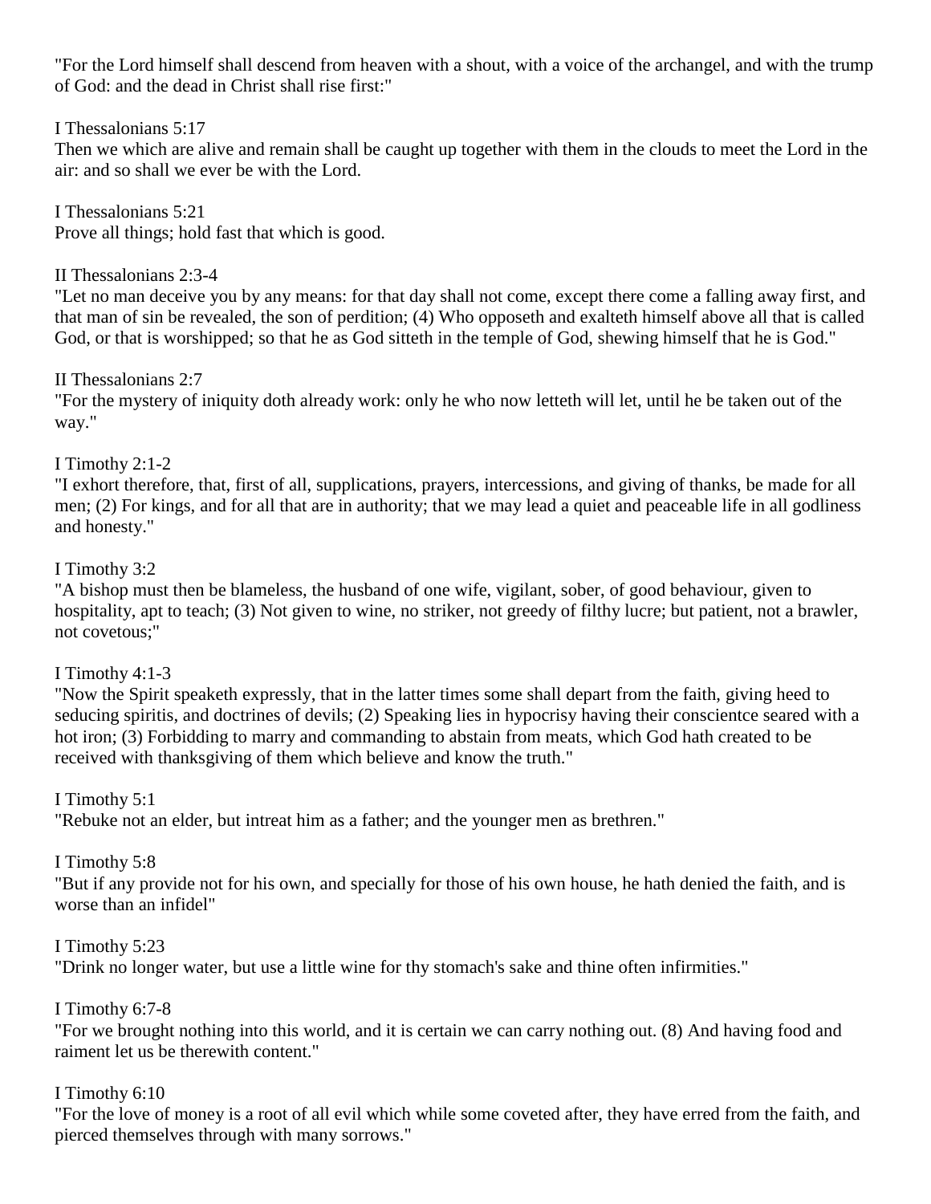"For the Lord himself shall descend from heaven with a shout, with a voice of the archangel, and with the trump of God: and the dead in Christ shall rise first:"

I Thessalonians 5:17
Then we which are alive and remain shall be caught up together with them in the clouds to meet the Lord in the air: and so shall we ever be with the Lord.

I Thessalonians 5:21
Prove all things; hold fast that which is good.

II Thessalonians 2:3-4
"Let no man deceive you by any means: for that day shall not come, except there come a falling away first, and that man of sin be revealed, the son of perdition; (4) Who opposeth and exalteth himself above all that is called God, or that is worshipped; so that he as God sitteth in the temple of God, shewing himself that he is God."

II Thessalonians 2:7
"For the mystery of iniquity doth already work: only he who now letteth will let, until he be taken out of the way."

I Timothy 2:1-2
"I exhort therefore, that, first of all, supplications, prayers, intercessions, and giving of thanks, be made for all men; (2) For kings, and for all that are in authority; that we may lead a quiet and peaceable life in all godliness and honesty."

I Timothy 3:2
"A bishop must then be blameless, the husband of one wife, vigilant, sober, of good behaviour, given to hospitality, apt to teach; (3) Not given to wine, no striker, not greedy of filthy lucre; but patient, not a brawler, not covetous;"

I Timothy 4:1-3
"Now the Spirit speaketh expressly, that in the latter times some shall depart from the faith, giving heed to seducing spiritis, and doctrines of devils; (2) Speaking lies in hypocrisy having their conscientce seared with a hot iron; (3) Forbidding to marry and commanding to abstain from meats, which God hath created to be received with thanksgiving of them which believe and know the truth."

I Timothy 5:1
"Rebuke not an elder, but intreat him as a father; and the younger men as brethren."

I Timothy 5:8
"But if any provide not for his own, and specially for those of his own house, he hath denied the faith, and is worse than an infidel"

I Timothy 5:23
"Drink no longer water, but use a little wine for thy stomach's sake and thine often infirmities."

I Timothy 6:7-8
"For we brought nothing into this world, and it is certain we can carry nothing out. (8) And having food and raiment let us be therewith content."

I Timothy 6:10
"For the love of money is a root of all evil which while some coveted after, they have erred from the faith, and pierced themselves through with many sorrows."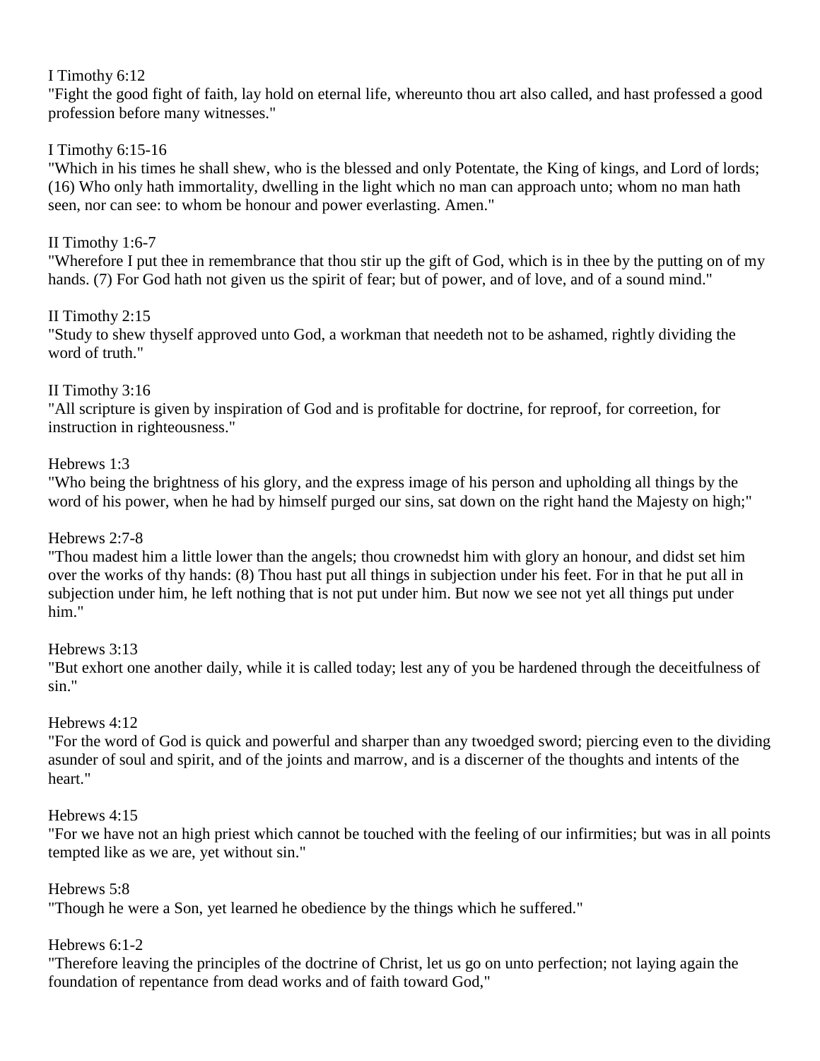I Timothy 6:12
"Fight the good fight of faith, lay hold on eternal life, whereunto thou art also called, and hast professed a good profession before many witnesses."

I Timothy 6:15-16
"Which in his times he shall shew, who is the blessed and only Potentate, the King of kings, and Lord of lords; (16) Who only hath immortality, dwelling in the light which no man can approach unto; whom no man hath seen, nor can see: to whom be honour and power everlasting. Amen."

II Timothy 1:6-7
"Wherefore I put thee in remembrance that thou stir up the gift of God, which is in thee by the putting on of my hands. (7) For God hath not given us the spirit of fear; but of power, and of love, and of a sound mind."

II Timothy 2:15
"Study to shew thyself approved unto God, a workman that needeth not to be ashamed, rightly dividing the word of truth."

II Timothy 3:16
"All scripture is given by inspiration of God and is profitable for doctrine, for reproof, for correetion, for instruction in righteousness."

Hebrews 1:3
"Who being the brightness of his glory, and the express image of his person and upholding all things by the word of his power, when he had by himself purged our sins, sat down on the right hand the Majesty on high;"

Hebrews 2:7-8
"Thou madest him a little lower than the angels; thou crownedst him with glory an honour, and didst set him over the works of thy hands: (8) Thou hast put all things in subjection under his feet. For in that he put all in subjection under him, he left nothing that is not put under him. But now we see not yet all things put under him."

Hebrews 3:13
"But exhort one another daily, while it is called today; lest any of you be hardened through the deceitfulness of sin."

Hebrews 4:12
"For the word of God is quick and powerful and sharper than any twoedged sword; piercing even to the dividing asunder of soul and spirit, and of the joints and marrow, and is a discerner of the thoughts and intents of the heart."

Hebrews 4:15
"For we have not an high priest which cannot be touched with the feeling of our infirmities; but was in all points tempted like as we are, yet without sin."

Hebrews 5:8
"Though he were a Son, yet learned he obedience by the things which he suffered."

Hebrews 6:1-2
"Therefore leaving the principles of the doctrine of Christ, let us go on unto perfection; not laying again the foundation of repentance from dead works and of faith toward God,"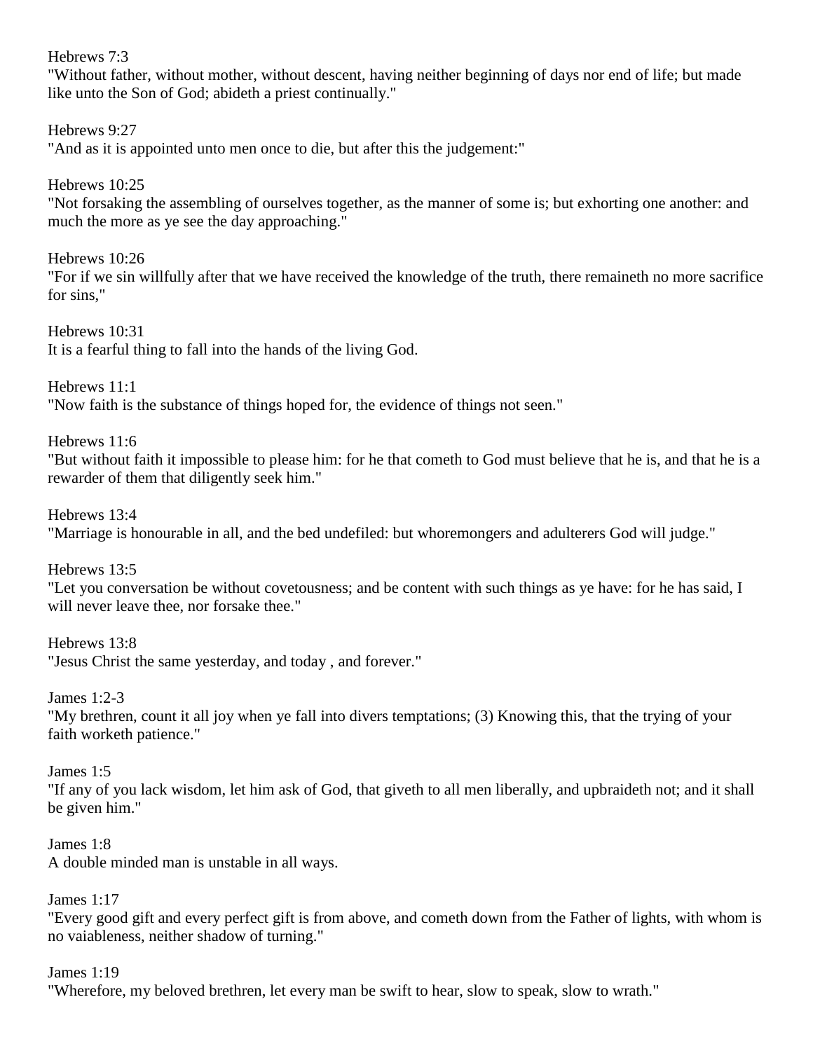Hebrews 7:3
"Without father, without mother, without descent, having neither beginning of days nor end of life; but made like unto the Son of God; abideth a priest continually."

Hebrews 9:27
"And as it is appointed unto men once to die, but after this the judgement:"

Hebrews 10:25
"Not forsaking the assembling of ourselves together, as the manner of some is; but exhorting one another: and much the more as ye see the day approaching."

Hebrews 10:26
"For if we sin willfully after that we have received the knowledge of the truth, there remaineth no more sacrifice for sins,"

Hebrews 10:31
It is a fearful thing to fall into the hands of the living God.

Hebrews 11:1
"Now faith is the substance of things hoped for, the evidence of things not seen."

Hebrews 11:6
"But without faith it impossible to please him: for he that cometh to God must believe that he is, and that he is a rewarder of them that diligently seek him."

Hebrews 13:4
"Marriage is honourable in all, and the bed undefiled: but whoremongers and adulterers God will judge."

Hebrews 13:5
"Let you conversation be without covetousness; and be content with such things as ye have: for he has said, I will never leave thee, nor forsake thee."

Hebrews 13:8
"Jesus Christ the same yesterday, and today , and forever."

James 1:2-3
"My brethren, count it all joy when ye fall into divers temptations; (3) Knowing this, that the trying of your faith worketh patience."

James 1:5
"If any of you lack wisdom, let him ask of God, that giveth to all men liberally, and upbraideth not; and it shall be given him."

James 1:8
A double minded man is unstable in all ways.

James 1:17
"Every good gift and every perfect gift is from above, and cometh down from the Father of lights, with whom is no vaiableness, neither shadow of turning."

James 1:19
"Wherefore, my beloved brethren, let every man be swift to hear, slow to speak, slow to wrath."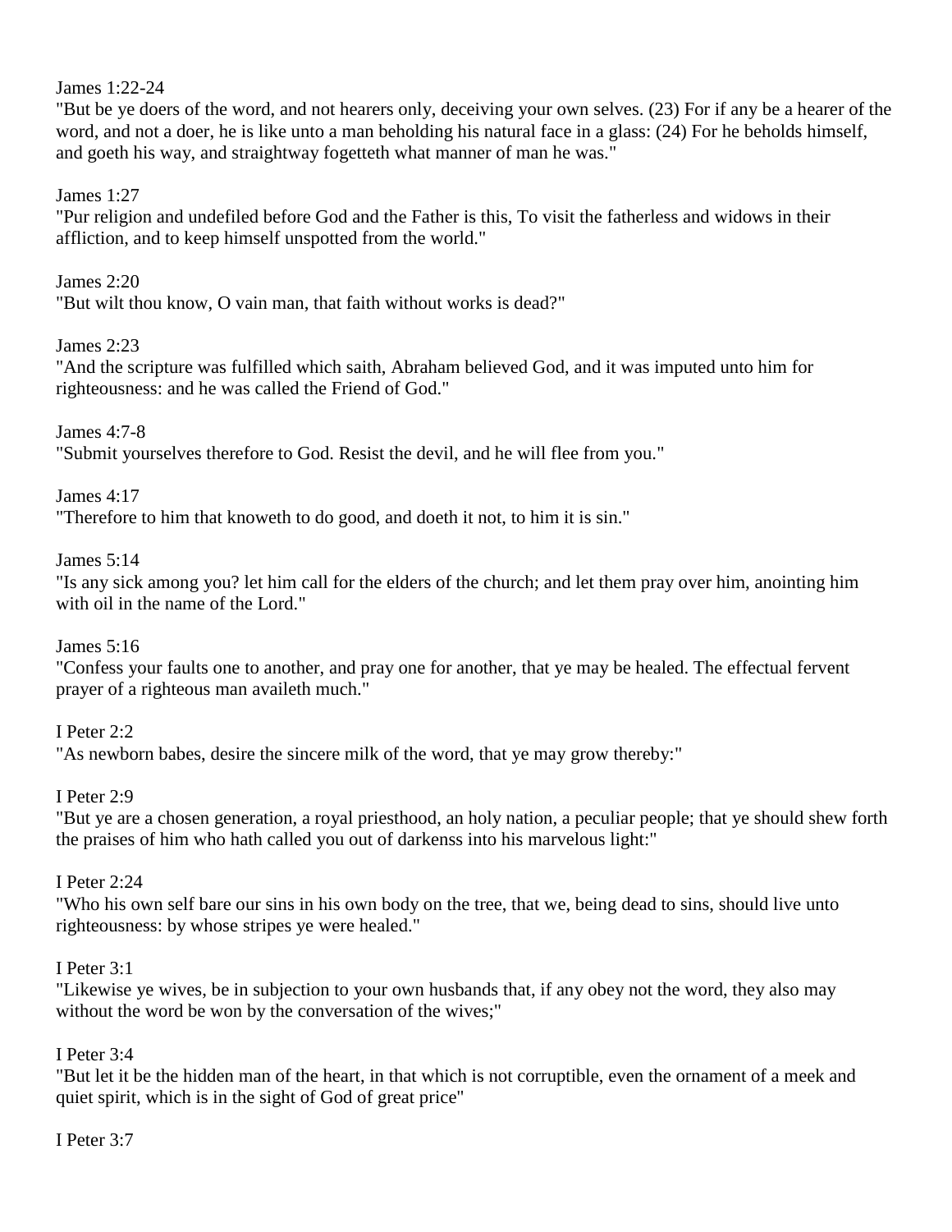James 1:22-24
"But be ye doers of the word, and not hearers only, deceiving your own selves. (23) For if any be a hearer of the word, and not a doer, he is like unto a man beholding his natural face in a glass: (24) For he beholds himself, and goeth his way, and straightway fogetteth what manner of man he was."

James 1:27
"Pur religion and undefiled before God and the Father is this, To visit the fatherless and widows in their affliction, and to keep himself unspotted from the world."

James 2:20
"But wilt thou know, O vain man, that faith without works is dead?"

James 2:23
"And the scripture was fulfilled which saith, Abraham believed God, and it was imputed unto him for righteousness: and he was called the Friend of God."

James 4:7-8
"Submit yourselves therefore to God. Resist the devil, and he will flee from you."

James 4:17
"Therefore to him that knoweth to do good, and doeth it not, to him it is sin."

James 5:14
"Is any sick among you? let him call for the elders of the church; and let them pray over him, anointing him with oil in the name of the Lord."

James 5:16
"Confess your faults one to another, and pray one for another, that ye may be healed. The effectual fervent prayer of a righteous man availeth much."

I Peter 2:2
"As newborn babes, desire the sincere milk of the word, that ye may grow thereby:"

I Peter 2:9
"But ye are a chosen generation, a royal priesthood, an holy nation, a peculiar people; that ye should shew forth the praises of him who hath called you out of darkenss into his marvelous light:"

I Peter 2:24
"Who his own self bare our sins in his own body on the tree, that we, being dead to sins, should live unto righteousness: by whose stripes ye were healed."

I Peter 3:1
"Likewise ye wives, be in subjection to your own husbands that, if any obey not the word, they also may without the word be won by the conversation of the wives;"

I Peter 3:4
"But let it be the hidden man of the heart, in that which is not corruptible, even the ornament of a meek and quiet spirit, which is in the sight of God of great price"

I Peter 3:7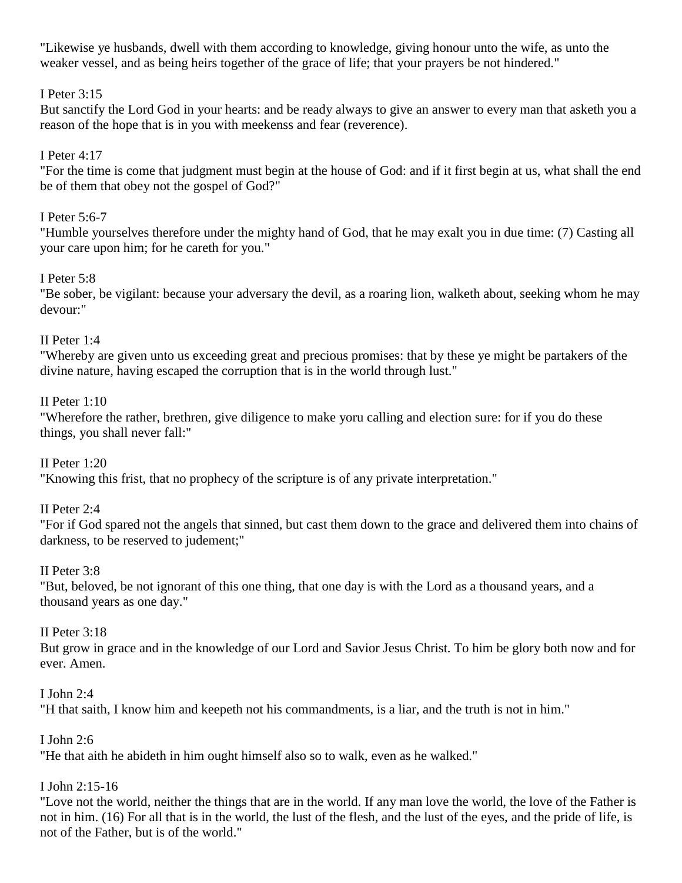"Likewise ye husbands, dwell with them according to knowledge, giving honour unto the wife, as unto the weaker vessel, and as being heirs together of the grace of life; that your prayers be not hindered."

I Peter 3:15
But sanctify the Lord God in your hearts: and be ready always to give an answer to every man that asketh you a reason of the hope that is in you with meekenss and fear (reverence).

I Peter 4:17
"For the time is come that judgment must begin at the house of God: and if it first begin at us, what shall the end be of them that obey not the gospel of God?"

I Peter 5:6-7
"Humble yourselves therefore under the mighty hand of God, that he may exalt you in due time: (7) Casting all your care upon him; for he careth for you."

I Peter 5:8
"Be sober, be vigilant: because your adversary the devil, as a roaring lion, walketh about, seeking whom he may devour:"

II Peter 1:4
"Whereby are given unto us exceeding great and precious promises: that by these ye might be partakers of the divine nature, having escaped the corruption that is in the world through lust."

II Peter 1:10
"Wherefore the rather, brethren, give diligence to make yoru calling and election sure: for if you do these things, you shall never fall:"

II Peter 1:20
"Knowing this frist, that no prophecy of the scripture is of any private interpretation."

II Peter 2:4
"For if God spared not the angels that sinned, but cast them down to the grace and delivered them into chains of darkness, to be reserved to judement;"

II Peter 3:8
"But, beloved, be not ignorant of this one thing, that one day is with the Lord as a thousand years, and a thousand years as one day."

II Peter 3:18
But grow in grace and in the knowledge of our Lord and Savior Jesus Christ. To him be glory both now and for ever. Amen.

I John 2:4
"H that saith, I know him and keepeth not his commandments, is a liar, and the truth is not in him."

I John 2:6
"He that aith he abideth in him ought himself also so to walk, even as he walked."

I John 2:15-16
"Love not the world, neither the things that are in the world. If any man love the world, the love of the Father is not in him. (16) For all that is in the world, the lust of the flesh, and the lust of the eyes, and the pride of life, is not of the Father, but is of the world."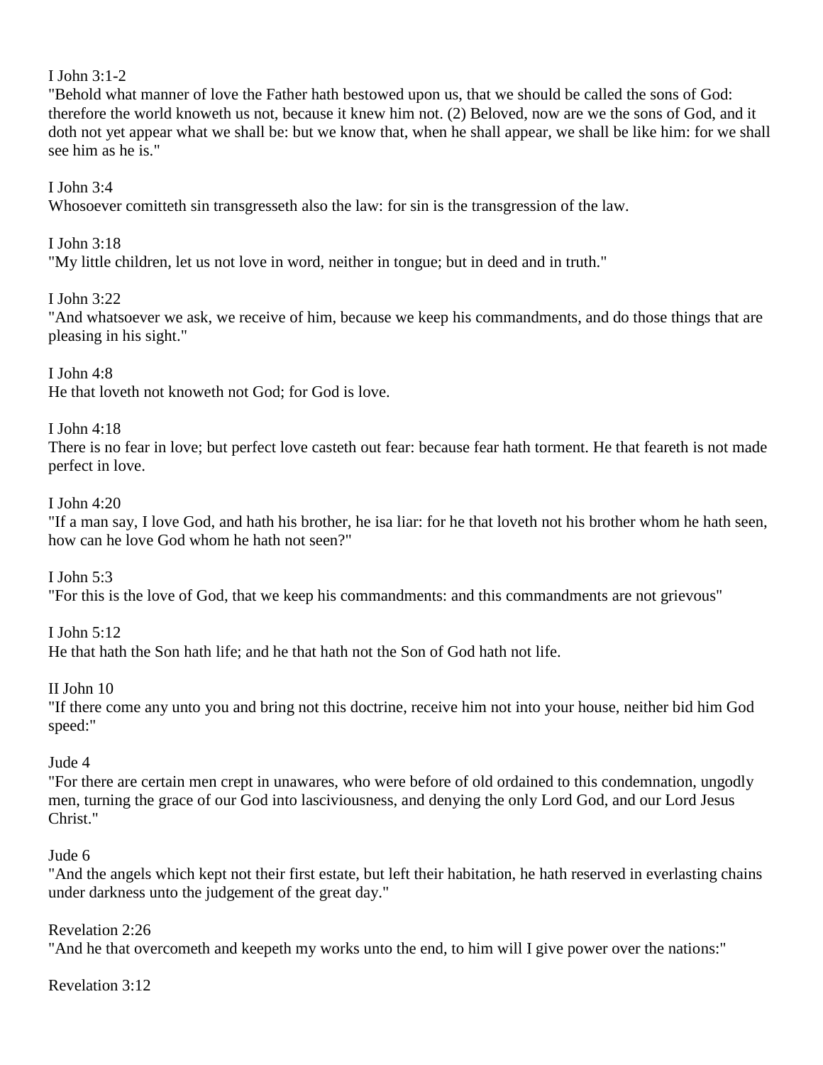I John 3:1-2
"Behold what manner of love the Father hath bestowed upon us, that we should be called the sons of God: therefore the world knoweth us not, because it knew him not. (2) Beloved, now are we the sons of God, and it doth not yet appear what we shall be: but we know that, when he shall appear, we shall be like him: for we shall see him as he is."

I John 3:4
Whosoever comitteth sin transgresseth also the law: for sin is the transgression of the law.

I John 3:18
"My little children, let us not love in word, neither in tongue; but in deed and in truth."

I John 3:22
"And whatsoever we ask, we receive of him, because we keep his commandments, and do those things that are pleasing in his sight."

I John 4:8
He that loveth not knoweth not God; for God is love.

I John 4:18
There is no fear in love; but perfect love casteth out fear: because fear hath torment. He that feareth is not made perfect in love.

I John 4:20
"If a man say, I love God, and hath his brother, he isa liar: for he that loveth not his brother whom he hath seen, how can he love God whom he hath not seen?"

I John 5:3
"For this is the love of God, that we keep his commandments: and this commandments are not grievous"

I John 5:12
He that hath the Son hath life; and he that hath not the Son of God hath not life.

II John 10
"If there come any unto you and bring not this doctrine, receive him not into your house, neither bid him God speed:"

Jude 4
"For there are certain men crept in unawares, who were before of old ordained to this condemnation, ungodly men, turning the grace of our God into lasciviousness, and denying the only Lord God, and our Lord Jesus Christ."

Jude 6
"And the angels which kept not their first estate, but left their habitation, he hath reserved in everlasting chains under darkness unto the judgement of the great day."

Revelation 2:26
"And he that overcometh and keepeth my works unto the end, to him will I give power over the nations:"

Revelation 3:12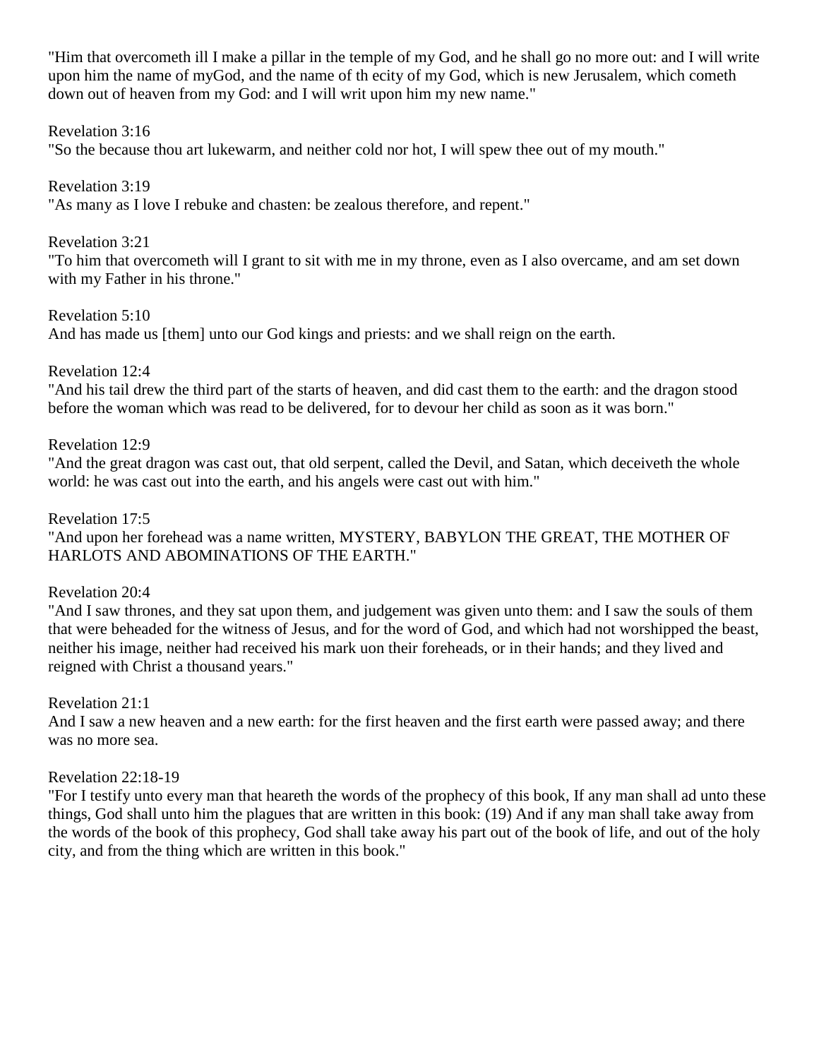"Him that overcometh ill I make a pillar in the temple of my God, and he shall go no more out: and I will write upon him the name of myGod, and the name of th ecity of my God, which is new Jerusalem, which cometh down out of heaven from my God: and I will writ upon him my new name."

Revelation 3:16
"So the because thou art lukewarm, and neither cold nor hot, I will spew thee out of my mouth."

Revelation 3:19
"As many as I love I rebuke and chasten: be zealous therefore, and repent."

Revelation 3:21
"To him that overcometh will I grant to sit with me in my throne, even as I also overcame, and am set down with my Father in his throne."

Revelation 5:10
And has made us [them] unto our God kings and priests: and we shall reign on the earth.

Revelation 12:4
"And his tail drew the third part of the starts of heaven, and did cast them to the earth: and the dragon stood before the woman which was read to be delivered, for to devour her child as soon as it was born."

Revelation 12:9
"And the great dragon was cast out, that old serpent, called the Devil, and Satan, which deceiveth the whole world: he was cast out into the earth, and his angels were cast out with him."

Revelation 17:5
"And upon her forehead was a name written, MYSTERY, BABYLON THE GREAT, THE MOTHER OF HARLOTS AND ABOMINATIONS OF THE EARTH."

Revelation 20:4
"And I saw thrones, and they sat upon them, and judgement was given unto them: and I saw the souls of them that were beheaded for the witness of Jesus, and for the word of God, and which had not worshipped the beast, neither his image, neither had received his mark uon their foreheads, or in their hands; and they lived and reigned with Christ a thousand years."

Revelation 21:1
And I saw a new heaven and a new earth: for the first heaven and the first earth were passed away; and there was no more sea.

Revelation 22:18-19
"For I testify unto every man that heareth the words of the prophecy of this book, If any man shall ad unto these things, God shall unto him the plagues that are written in this book: (19) And if any man shall take away from the words of the book of this prophecy, God shall take away his part out of the book of life, and out of the holy city, and from the thing which are written in this book."